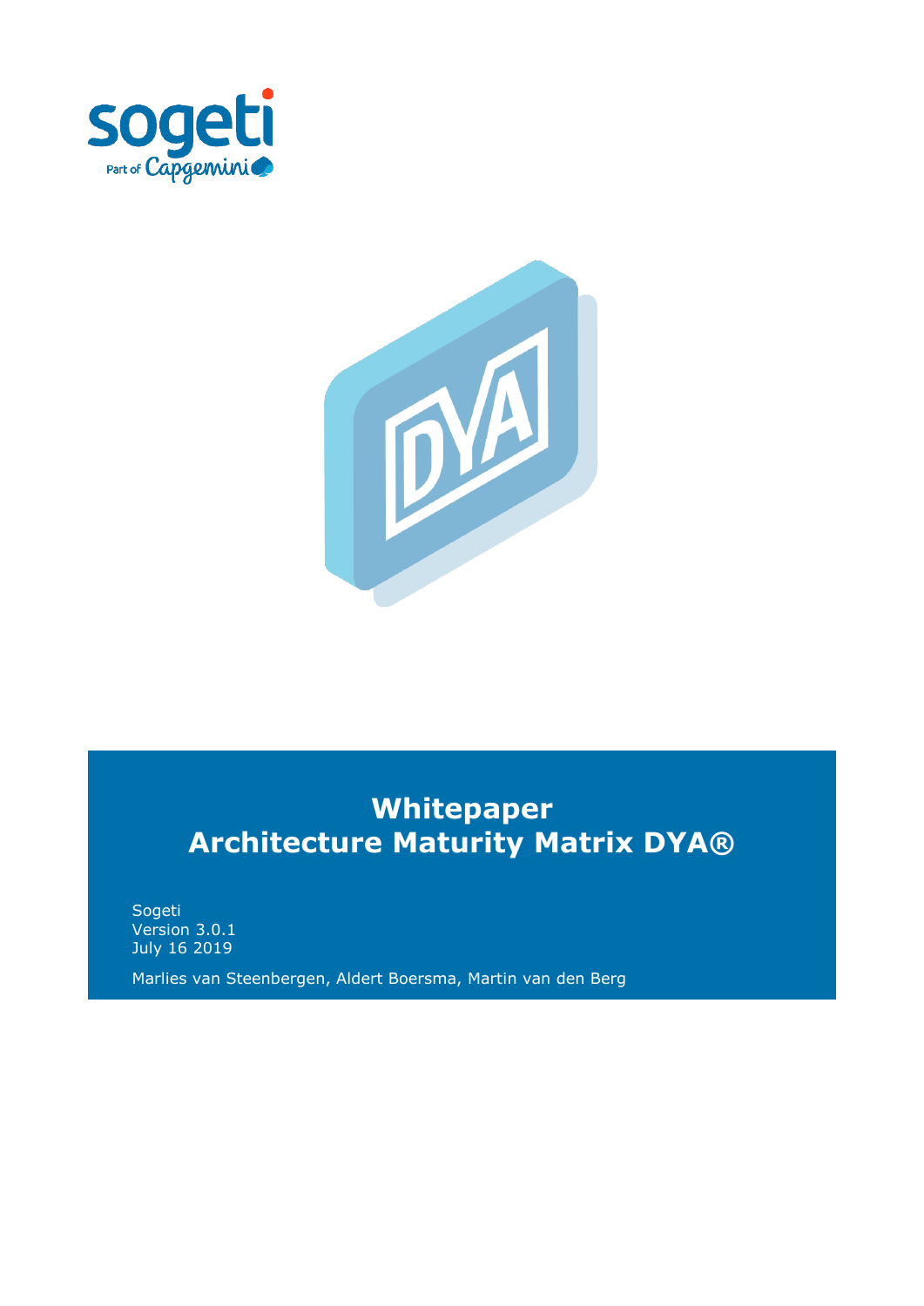# Whitepaper
# Architecture Maturity Matrix DYA®

Sogeti
Version 3.0.1
July 16 2019

Marlies van Steenbergen, Aldert Boersma, Martin van den Berg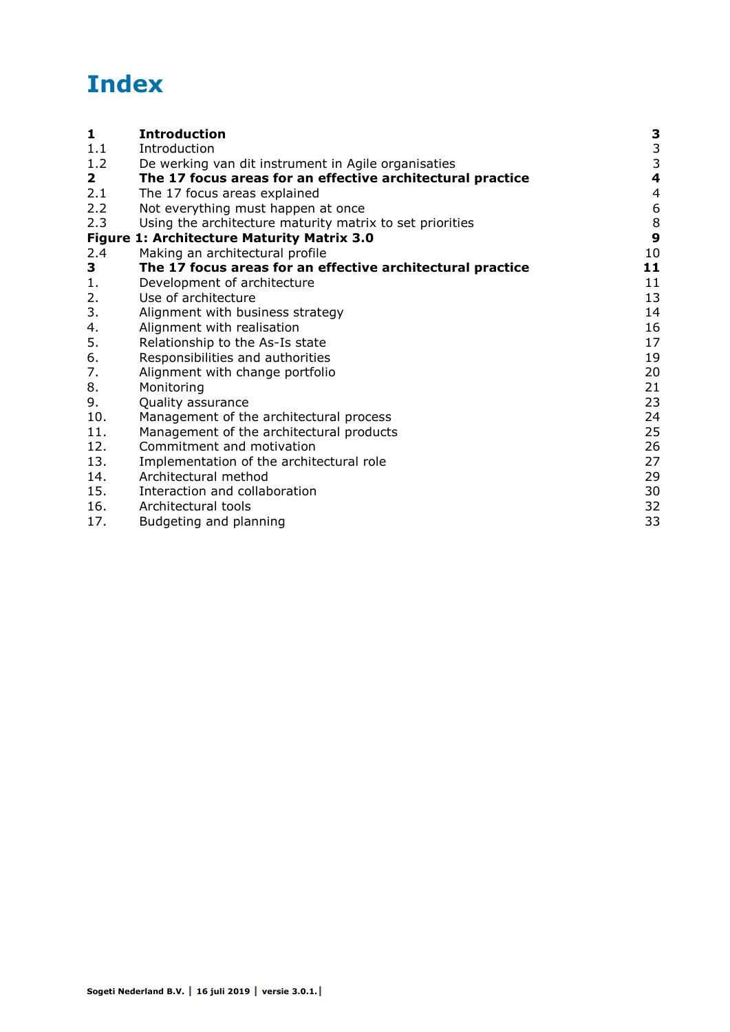# Index

| | | |
|---|---|---|
| **1** | **Introduction** | **3** |
| 1.1 | Introduction | 3 |
| 1.2 | De werking van dit instrument in Agile organisaties | 3 |
| **2** | **The 17 focus areas for an effective architectural practice** | **4** |
| 2.1 | The 17 focus areas explained | 4 |
| 2.2 | Not everything must happen at once | 6 |
| 2.3 | Using the architecture maturity matrix to set priorities | 8 |
| **Figure 1: Architecture Maturity Matrix 3.0** | | **9** |
| 2.4 | Making an architectural profile | 10 |
| **3** | **The 17 focus areas for an effective architectural practice** | **11** |
| 1. | Development of architecture | 11 |
| 2. | Use of architecture | 13 |
| 3. | Alignment with business strategy | 14 |
| 4. | Alignment with realisation | 16 |
| 5. | Relationship to the As-Is state | 17 |
| 6. | Responsibilities and authorities | 19 |
| 7. | Alignment with change portfolio | 20 |
| 8. | Monitoring | 21 |
| 9. | Quality assurance | 23 |
| 10. | Management of the architectural process | 24 |
| 11. | Management of the architectural products | 25 |
| 12. | Commitment and motivation | 26 |
| 13. | Implementation of the architectural role | 27 |
| 14. | Architectural method | 29 |
| 15. | Interaction and collaboration | 30 |
| 16. | Architectural tools | 32 |
| 17. | Budgeting and planning | 33 |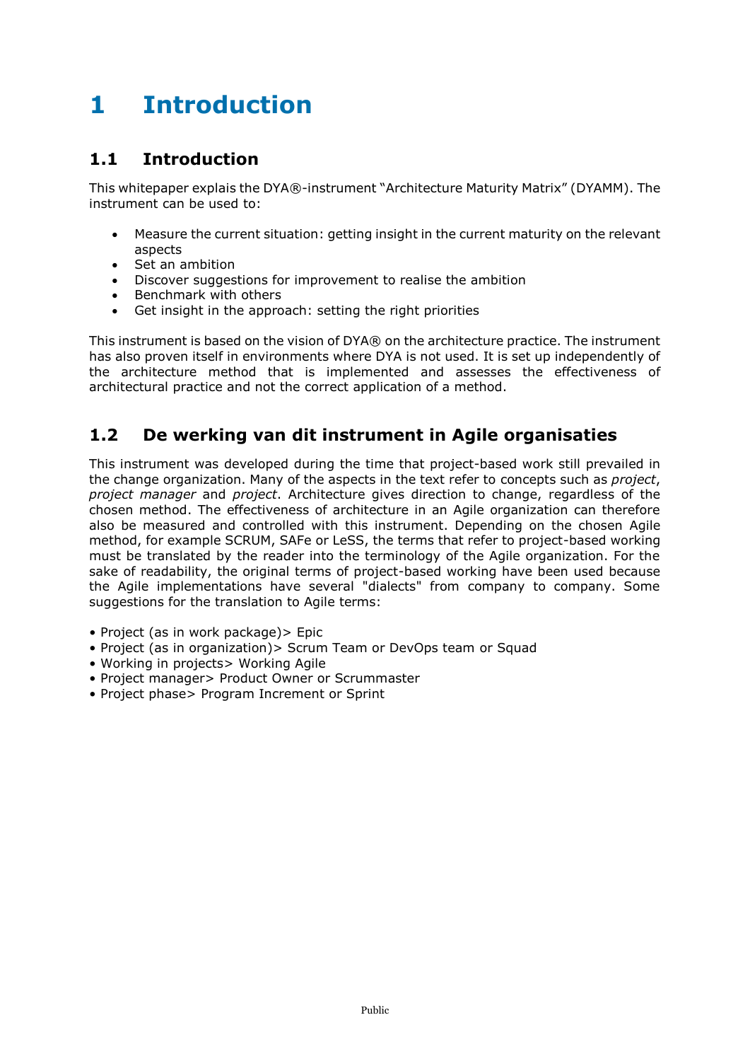# 1 Introduction

## 1.1 Introduction

This whitepaper explais the DYA®-instrument "Architecture Maturity Matrix" (DYAMM). The instrument can be used to:

- Measure the current situation: getting insight in the current maturity on the relevant aspects
- Set an ambition
- Discover suggestions for improvement to realise the ambition
- Benchmark with others
- Get insight in the approach: setting the right priorities

This instrument is based on the vision of DYA® on the architecture practice. The instrument has also proven itself in environments where DYA is not used. It is set up independently of the architecture method that is implemented and assesses the effectiveness of architectural practice and not the correct application of a method.

## 1.2 De werking van dit instrument in Agile organisaties

This instrument was developed during the time that project-based work still prevailed in the change organization. Many of the aspects in the text refer to concepts such as *project*, *project manager* and *project*. Architecture gives direction to change, regardless of the chosen method. The effectiveness of architecture in an Agile organization can therefore also be measured and controlled with this instrument. Depending on the chosen Agile method, for example SCRUM, SAFe or LeSS, the terms that refer to project-based working must be translated by the reader into the terminology of the Agile organization. For the sake of readability, the original terms of project-based working have been used because the Agile implementations have several "dialects" from company to company. Some suggestions for the translation to Agile terms:

- Project (as in work package)> Epic
- Project (as in organization)> Scrum Team or DevOps team or Squad
- Working in projects> Working Agile
- Project manager> Product Owner or Scrummaster
- Project phase> Program Increment or Sprint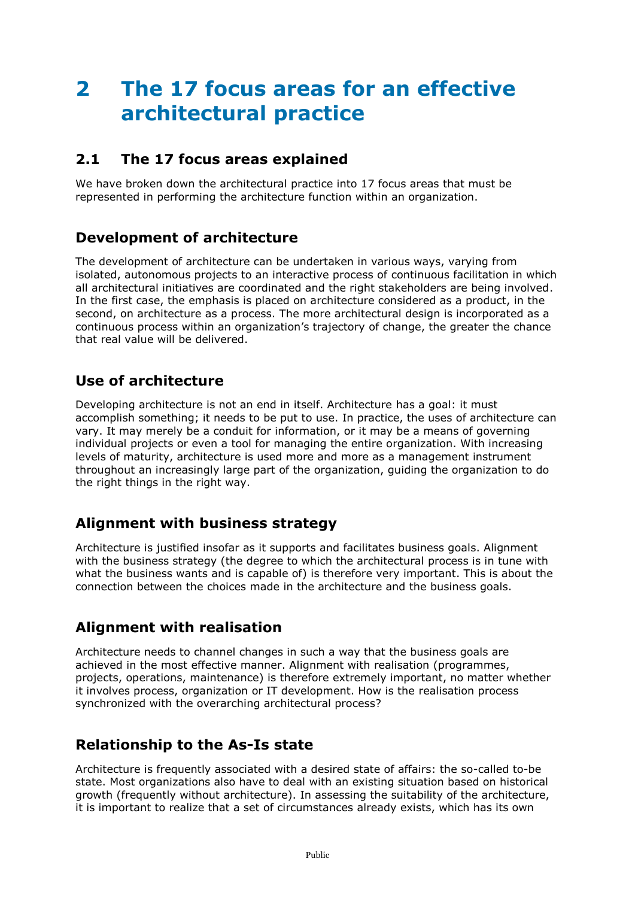# 2 The 17 focus areas for an effective architectural practice

## 2.1 The 17 focus areas explained

We have broken down the architectural practice into 17 focus areas that must be represented in performing the architecture function within an organization.

### Development of architecture

The development of architecture can be undertaken in various ways, varying from isolated, autonomous projects to an interactive process of continuous facilitation in which all architectural initiatives are coordinated and the right stakeholders are being involved. In the first case, the emphasis is placed on architecture considered as a product, in the second, on architecture as a process. The more architectural design is incorporated as a continuous process within an organization's trajectory of change, the greater the chance that real value will be delivered.

### Use of architecture

Developing architecture is not an end in itself. Architecture has a goal: it must accomplish something; it needs to be put to use. In practice, the uses of architecture can vary. It may merely be a conduit for information, or it may be a means of governing individual projects or even a tool for managing the entire organization. With increasing levels of maturity, architecture is used more and more as a management instrument throughout an increasingly large part of the organization, guiding the organization to do the right things in the right way.

### Alignment with business strategy

Architecture is justified insofar as it supports and facilitates business goals. Alignment with the business strategy (the degree to which the architectural process is in tune with what the business wants and is capable of) is therefore very important. This is about the connection between the choices made in the architecture and the business goals.

### Alignment with realisation

Architecture needs to channel changes in such a way that the business goals are achieved in the most effective manner. Alignment with realisation (programmes, projects, operations, maintenance) is therefore extremely important, no matter whether it involves process, organization or IT development. How is the realisation process synchronized with the overarching architectural process?

### Relationship to the As-Is state

Architecture is frequently associated with a desired state of affairs: the so-called to-be state. Most organizations also have to deal with an existing situation based on historical growth (frequently without architecture). In assessing the suitability of the architecture, it is important to realize that a set of circumstances already exists, which has its own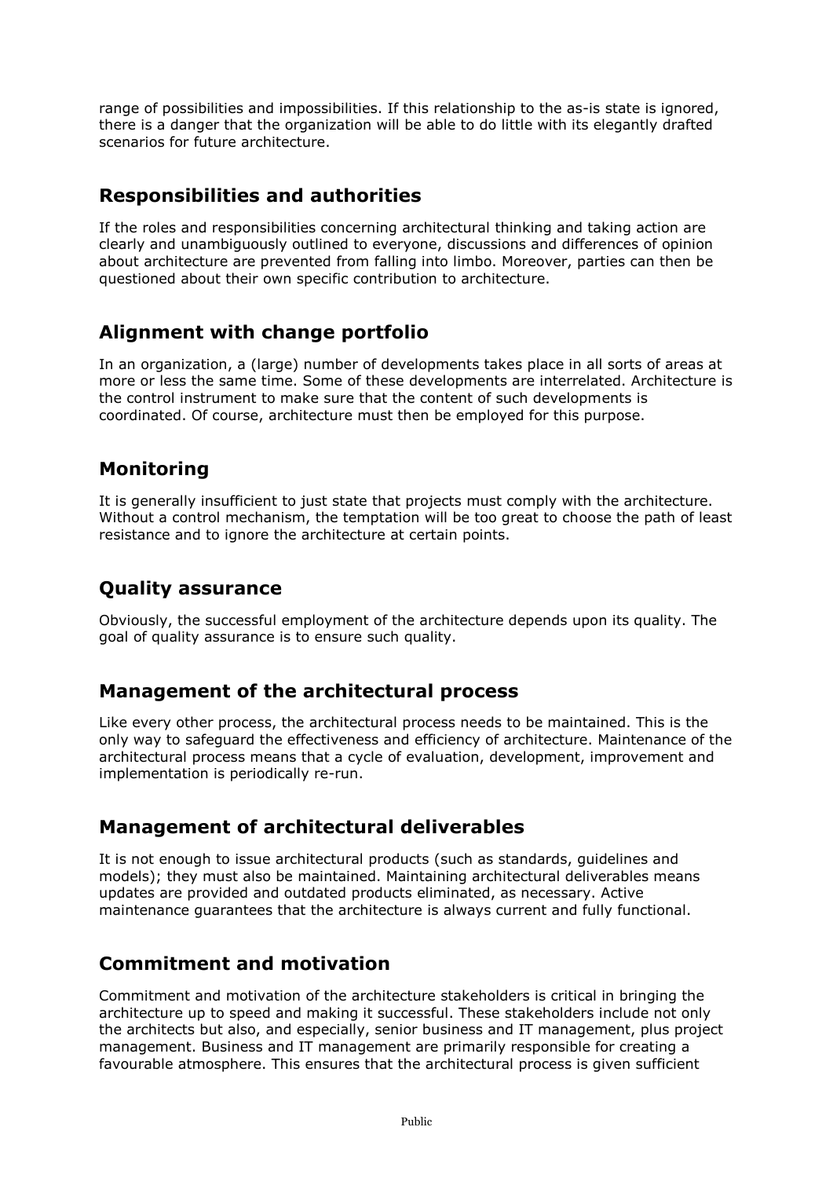range of possibilities and impossibilities. If this relationship to the as-is state is ignored, there is a danger that the organization will be able to do little with its elegantly drafted scenarios for future architecture.

## Responsibilities and authorities

If the roles and responsibilities concerning architectural thinking and taking action are clearly and unambiguously outlined to everyone, discussions and differences of opinion about architecture are prevented from falling into limbo. Moreover, parties can then be questioned about their own specific contribution to architecture.

## Alignment with change portfolio

In an organization, a (large) number of developments takes place in all sorts of areas at more or less the same time. Some of these developments are interrelated. Architecture is the control instrument to make sure that the content of such developments is coordinated. Of course, architecture must then be employed for this purpose.

## Monitoring

It is generally insufficient to just state that projects must comply with the architecture. Without a control mechanism, the temptation will be too great to choose the path of least resistance and to ignore the architecture at certain points.

## Quality assurance

Obviously, the successful employment of the architecture depends upon its quality. The goal of quality assurance is to ensure such quality.

## Management of the architectural process

Like every other process, the architectural process needs to be maintained. This is the only way to safeguard the effectiveness and efficiency of architecture. Maintenance of the architectural process means that a cycle of evaluation, development, improvement and implementation is periodically re-run.

## Management of architectural deliverables

It is not enough to issue architectural products (such as standards, guidelines and models); they must also be maintained. Maintaining architectural deliverables means updates are provided and outdated products eliminated, as necessary. Active maintenance guarantees that the architecture is always current and fully functional.

## Commitment and motivation

Commitment and motivation of the architecture stakeholders is critical in bringing the architecture up to speed and making it successful. These stakeholders include not only the architects but also, and especially, senior business and IT management, plus project management. Business and IT management are primarily responsible for creating a favourable atmosphere. This ensures that the architectural process is given sufficient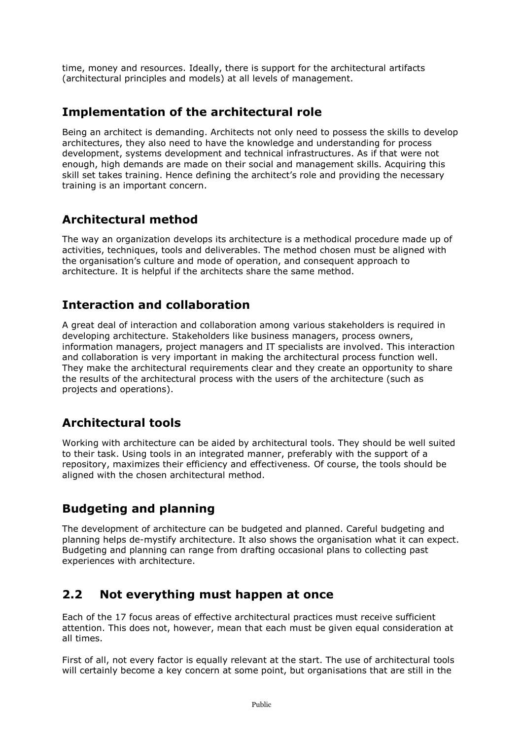time, money and resources. Ideally, there is support for the architectural artifacts (architectural principles and models) at all levels of management.

### Implementation of the architectural role

Being an architect is demanding. Architects not only need to possess the skills to develop architectures, they also need to have the knowledge and understanding for process development, systems development and technical infrastructures. As if that were not enough, high demands are made on their social and management skills. Acquiring this skill set takes training. Hence defining the architect's role and providing the necessary training is an important concern.

### Architectural method

The way an organization develops its architecture is a methodical procedure made up of activities, techniques, tools and deliverables. The method chosen must be aligned with the organisation's culture and mode of operation, and consequent approach to architecture. It is helpful if the architects share the same method.

### Interaction and collaboration

A great deal of interaction and collaboration among various stakeholders is required in developing architecture. Stakeholders like business managers, process owners, information managers, project managers and IT specialists are involved. This interaction and collaboration is very important in making the architectural process function well. They make the architectural requirements clear and they create an opportunity to share the results of the architectural process with the users of the architecture (such as projects and operations).

### Architectural tools

Working with architecture can be aided by architectural tools. They should be well suited to their task. Using tools in an integrated manner, preferably with the support of a repository, maximizes their efficiency and effectiveness. Of course, the tools should be aligned with the chosen architectural method.

### Budgeting and planning

The development of architecture can be budgeted and planned. Careful budgeting and planning helps de-mystify architecture. It also shows the organisation what it can expect. Budgeting and planning can range from drafting occasional plans to collecting past experiences with architecture.

## 2.2 Not everything must happen at once

Each of the 17 focus areas of effective architectural practices must receive sufficient attention. This does not, however, mean that each must be given equal consideration at all times.

First of all, not every factor is equally relevant at the start. The use of architectural tools will certainly become a key concern at some point, but organisations that are still in the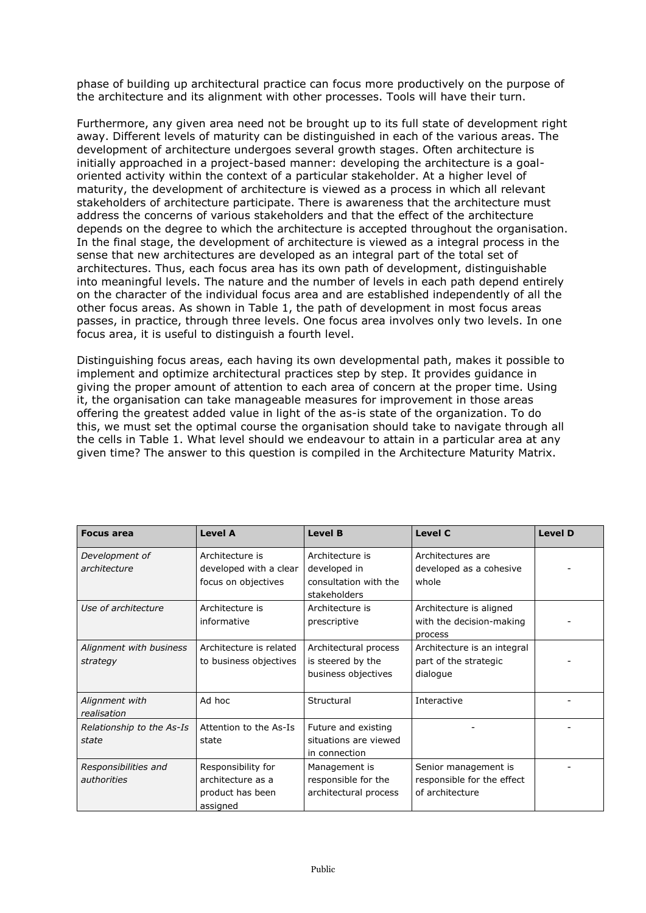phase of building up architectural practice can focus more productively on the purpose of the architecture and its alignment with other processes. Tools will have their turn.

Furthermore, any given area need not be brought up to its full state of development right away. Different levels of maturity can be distinguished in each of the various areas. The development of architecture undergoes several growth stages. Often architecture is initially approached in a project-based manner: developing the architecture is a goal-oriented activity within the context of a particular stakeholder. At a higher level of maturity, the development of architecture is viewed as a process in which all relevant stakeholders of architecture participate. There is awareness that the architecture must address the concerns of various stakeholders and that the effect of the architecture depends on the degree to which the architecture is accepted throughout the organisation. In the final stage, the development of architecture is viewed as a integral process in the sense that new architectures are developed as an integral part of the total set of architectures. Thus, each focus area has its own path of development, distinguishable into meaningful levels. The nature and the number of levels in each path depend entirely on the character of the individual focus area and are established independently of all the other focus areas. As shown in Table 1, the path of development in most focus areas passes, in practice, through three levels. One focus area involves only two levels. In one focus area, it is useful to distinguish a fourth level.

Distinguishing focus areas, each having its own developmental path, makes it possible to implement and optimize architectural practices step by step. It provides guidance in giving the proper amount of attention to each area of concern at the proper time. Using it, the organisation can take manageable measures for improvement in those areas offering the greatest added value in light of the as-is state of the organization. To do this, we must set the optimal course the organisation should take to navigate through all the cells in Table 1. What level should we endeavour to attain in a particular area at any given time? The answer to this question is compiled in the Architecture Maturity Matrix.

| **Focus area** | **Level A** | **Level B** | **Level C** | **Level D** |
|---|---|---|---|---|
| *Development of architecture* | Architecture is developed with a clear focus on objectives | Architecture is developed in consultation with the stakeholders | Architectures are developed as a cohesive whole | - |
| *Use of architecture* | Architecture is informative | Architecture is prescriptive | Architecture is aligned with the decision-making process | - |
| *Alignment with business strategy* | Architecture is related to business objectives | Architectural process is steered by the business objectives | Architecture is an integral part of the strategic dialogue | - |
| *Alignment with realisation* | Ad hoc | Structural | Interactive | - |
| *Relationship to the As-Is state* | Attention to the As-Is state | Future and existing situations are viewed in connection | - | - |
| *Responsibilities and authorities* | Responsibility for architecture as a product has been assigned | Management is responsible for the architectural process | Senior management is responsible for the effect of architecture | - |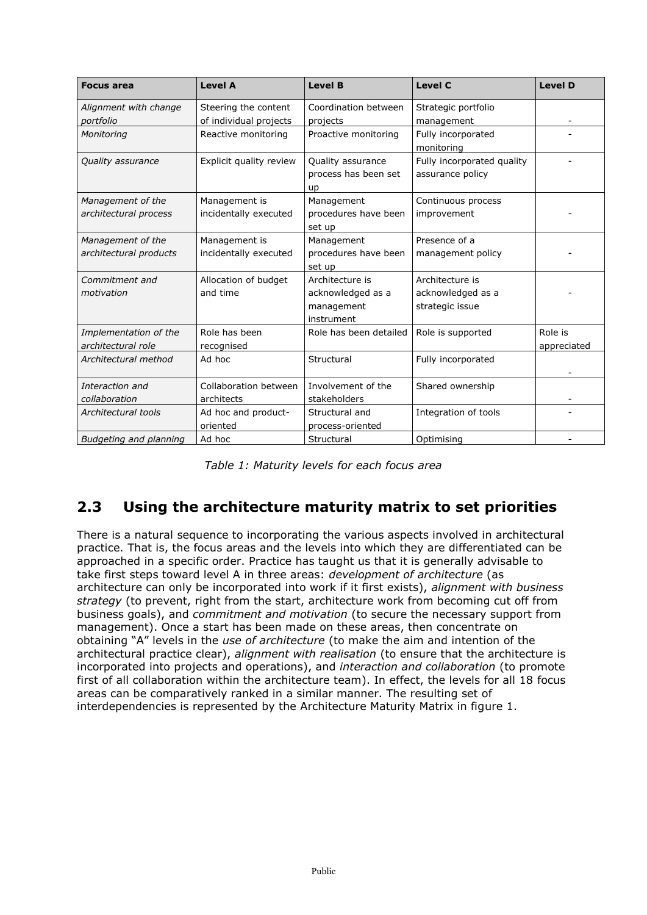| Focus area | Level A | Level B | Level C | Level D |
|---|---|---|---|---|
| *Alignment with change portfolio* | Steering the content of individual projects | Coordination between projects | Strategic portfolio management | - |
| *Monitoring* | Reactive monitoring | Proactive monitoring | Fully incorporated monitoring | - |
| *Quality assurance* | Explicit quality review | Quality assurance process has been set up | Fully incorporated quality assurance policy | - |
| *Management of the architectural process* | Management is incidentally executed | Management procedures have been set up | Continuous process improvement | - |
| *Management of the architectural products* | Management is incidentally executed | Management procedures have been set up | Presence of a management policy | - |
| *Commitment and motivation* | Allocation of budget and time | Architecture is acknowledged as a management instrument | Architecture is acknowledged as a strategic issue | - |
| *Implementation of the architectural role* | Role has been recognised | Role has been detailed | Role is supported | Role is appreciated |
| *Architectural method* | Ad hoc | Structural | Fully incorporated | - |
| *Interaction and collaboration* | Collaboration between architects | Involvement of the stakeholders | Shared ownership | - |
| *Architectural tools* | Ad hoc and product-oriented | Structural and process-oriented | Integration of tools | - |
| *Budgeting and planning* | Ad hoc | Structural | Optimising | - |

*Table 1: Maturity levels for each focus area*

## 2.3 Using the architecture maturity matrix to set priorities

There is a natural sequence to incorporating the various aspects involved in architectural practice. That is, the focus areas and the levels into which they are differentiated can be approached in a specific order. Practice has taught us that it is generally advisable to take first steps toward level A in three areas: *development of architecture* (as architecture can only be incorporated into work if it first exists), *alignment with business strategy* (to prevent, right from the start, architecture work from becoming cut off from business goals), and *commitment and motivation* (to secure the necessary support from management). Once a start has been made on these areas, then concentrate on obtaining "A" levels in the *use of architecture* (to make the aim and intention of the architectural practice clear), *alignment with realisation* (to ensure that the architecture is incorporated into projects and operations), and *interaction and collaboration* (to promote first of all collaboration within the architecture team). In effect, the levels for all 18 focus areas can be comparatively ranked in a similar manner. The resulting set of interdependencies is represented by the Architecture Maturity Matrix in figure 1.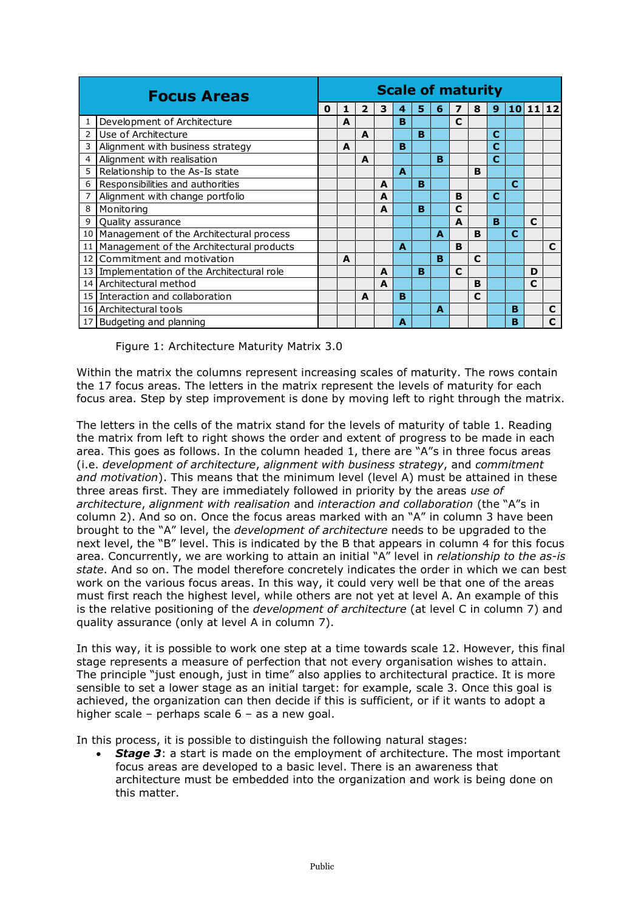| | Focus Areas | Scale of maturity | | | | | | | | | | | | |
|---|---|---|---|---|---|---|---|---|---|---|---|---|---|---|
| | | 0 | 1 | 2 | 3 | 4 | 5 | 6 | 7 | 8 | 9 | 10 | 11 | 12 |
| 1 | Development of Architecture | | A | | | B | | | C | | | | | |
| 2 | Use of Architecture | | | A | | | B | | | | C | | | |
| 3 | Alignment with business strategy | | A | | | B | | | | | C | | | |
| 4 | Alignment with realisation | | | A | | | | B | | | C | | | |
| 5 | Relationship to the As-Is state | | | | | A | | | | B | | | | |
| 6 | Responsibilities and authorities | | | | A | | B | | | | | C | | |
| 7 | Alignment with change portfolio | | | | A | | | | B | | C | | | |
| 8 | Monitoring | | | | A | | B | | C | | | | | |
| 9 | Quality assurance | | | | | | | | A | | B | | C | |
| 10 | Management of the Architectural process | | | | | | | A | | B | | C | | |
| 11 | Management of the Architectural products | | | | | A | | | B | | | | | C |
| 12 | Commitment and motivation | | A | | | | | B | | C | | | | |
| 13 | Implementation of the Architectural role | | | | A | | B | | C | | | | D | |
| 14 | Architectural method | | | | A | | | | | B | | | C | |
| 15 | Interaction and collaboration | | | A | | B | | | | C | | | | |
| 16 | Architectural tools | | | | | | | A | | | | B | | C |
| 17 | Budgeting and planning | | | | | A | | | | | | B | | C |

Figure 1: Architecture Maturity Matrix 3.0

Within the matrix the columns represent increasing scales of maturity. The rows contain the 17 focus areas. The letters in the matrix represent the levels of maturity for each focus area. Step by step improvement is done by moving left to right through the matrix.

The letters in the cells of the matrix stand for the levels of maturity of table 1. Reading the matrix from left to right shows the order and extent of progress to be made in each area. This goes as follows. In the column headed 1, there are "A"s in three focus areas (i.e. *development of architecture*, *alignment with business strategy*, and *commitment and motivation*). This means that the minimum level (level A) must be attained in these three areas first. They are immediately followed in priority by the areas *use of architecture*, *alignment with realisation* and *interaction and collaboration* (the "A"s in column 2). And so on. Once the focus areas marked with an "A" in column 3 have been brought to the "A" level, the *development of architecture* needs to be upgraded to the next level, the "B" level. This is indicated by the B that appears in column 4 for this focus area. Concurrently, we are working to attain an initial "A" level in *relationship to the as-is state*. And so on. The model therefore concretely indicates the order in which we can best work on the various focus areas. In this way, it could very well be that one of the areas must first reach the highest level, while others are not yet at level A. An example of this is the relative positioning of the *development of architecture* (at level C in column 7) and quality assurance (only at level A in column 7).

In this way, it is possible to work one step at a time towards scale 12. However, this final stage represents a measure of perfection that not every organisation wishes to attain. The principle "just enough, just in time" also applies to architectural practice. It is more sensible to set a lower stage as an initial target: for example, scale 3. Once this goal is achieved, the organization can then decide if this is sufficient, or if it wants to adopt a higher scale – perhaps scale 6 – as a new goal.

In this process, it is possible to distinguish the following natural stages:

- ***Stage 3***: a start is made on the employment of architecture. The most important focus areas are developed to a basic level. There is an awareness that architecture must be embedded into the organization and work is being done on this matter.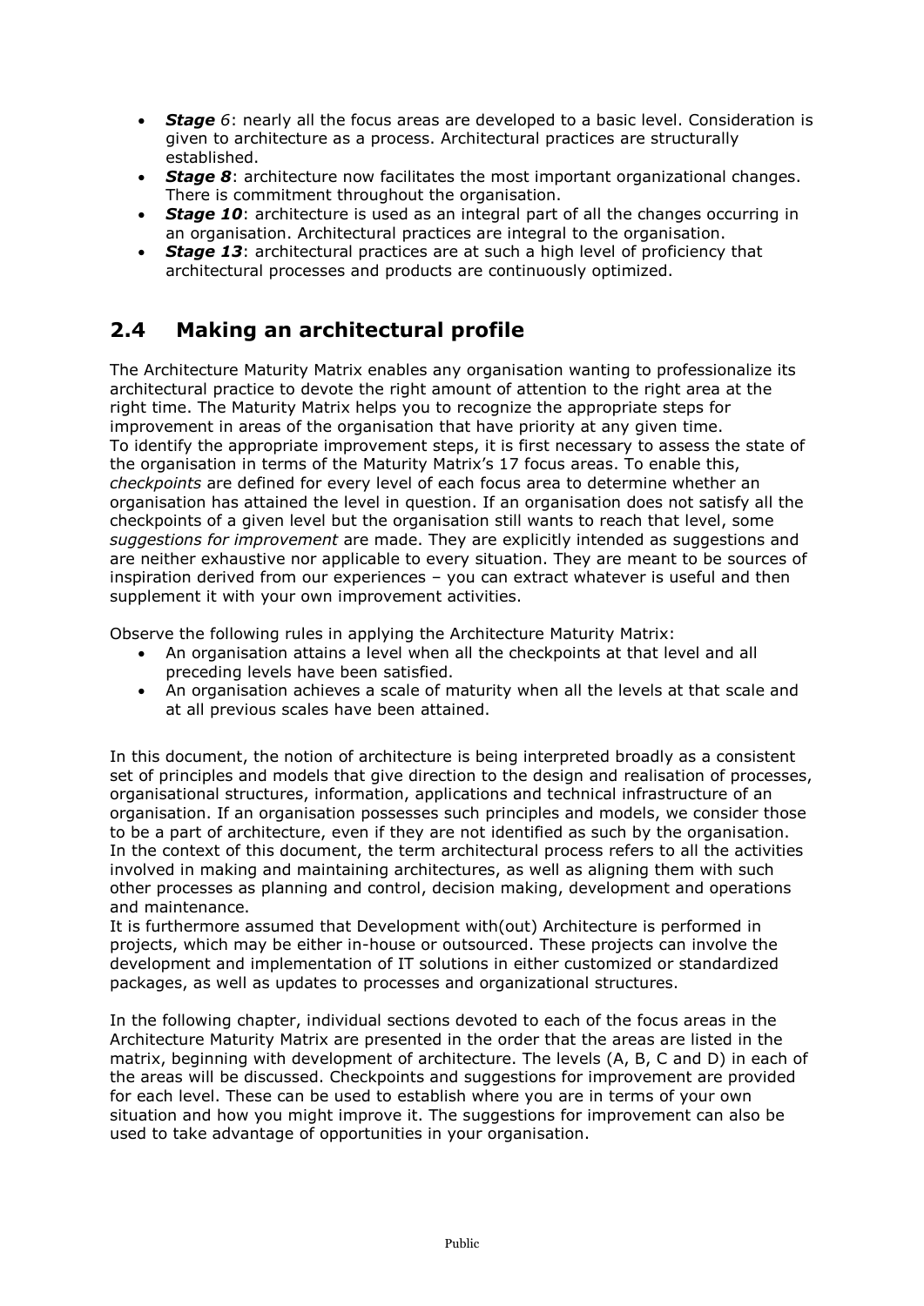- ***Stage** 6*: nearly all the focus areas are developed to a basic level. Consideration is given to architecture as a process. Architectural practices are structurally established.
- ***Stage 8***: architecture now facilitates the most important organizational changes. There is commitment throughout the organisation.
- ***Stage 10***: architecture is used as an integral part of all the changes occurring in an organisation. Architectural practices are integral to the organisation.
- ***Stage 13***: architectural practices are at such a high level of proficiency that architectural processes and products are continuously optimized.

## 2.4 Making an architectural profile

The Architecture Maturity Matrix enables any organisation wanting to professionalize its architectural practice to devote the right amount of attention to the right area at the right time. The Maturity Matrix helps you to recognize the appropriate steps for improvement in areas of the organisation that have priority at any given time.
To identify the appropriate improvement steps, it is first necessary to assess the state of the organisation in terms of the Maturity Matrix's 17 focus areas. To enable this, *checkpoints* are defined for every level of each focus area to determine whether an organisation has attained the level in question. If an organisation does not satisfy all the checkpoints of a given level but the organisation still wants to reach that level, some *suggestions for improvement* are made. They are explicitly intended as suggestions and are neither exhaustive nor applicable to every situation. They are meant to be sources of inspiration derived from our experiences – you can extract whatever is useful and then supplement it with your own improvement activities.

Observe the following rules in applying the Architecture Maturity Matrix:

- An organisation attains a level when all the checkpoints at that level and all preceding levels have been satisfied.
- An organisation achieves a scale of maturity when all the levels at that scale and at all previous scales have been attained.

In this document, the notion of architecture is being interpreted broadly as a consistent set of principles and models that give direction to the design and realisation of processes, organisational structures, information, applications and technical infrastructure of an organisation. If an organisation possesses such principles and models, we consider those to be a part of architecture, even if they are not identified as such by the organisation.
In the context of this document, the term architectural process refers to all the activities involved in making and maintaining architectures, as well as aligning them with such other processes as planning and control, decision making, development and operations and maintenance.
It is furthermore assumed that Development with(out) Architecture is performed in projects, which may be either in-house or outsourced. These projects can involve the development and implementation of IT solutions in either customized or standardized packages, as well as updates to processes and organizational structures.

In the following chapter, individual sections devoted to each of the focus areas in the Architecture Maturity Matrix are presented in the order that the areas are listed in the matrix, beginning with development of architecture. The levels (A, B, C and D) in each of the areas will be discussed. Checkpoints and suggestions for improvement are provided for each level. These can be used to establish where you are in terms of your own situation and how you might improve it. The suggestions for improvement can also be used to take advantage of opportunities in your organisation.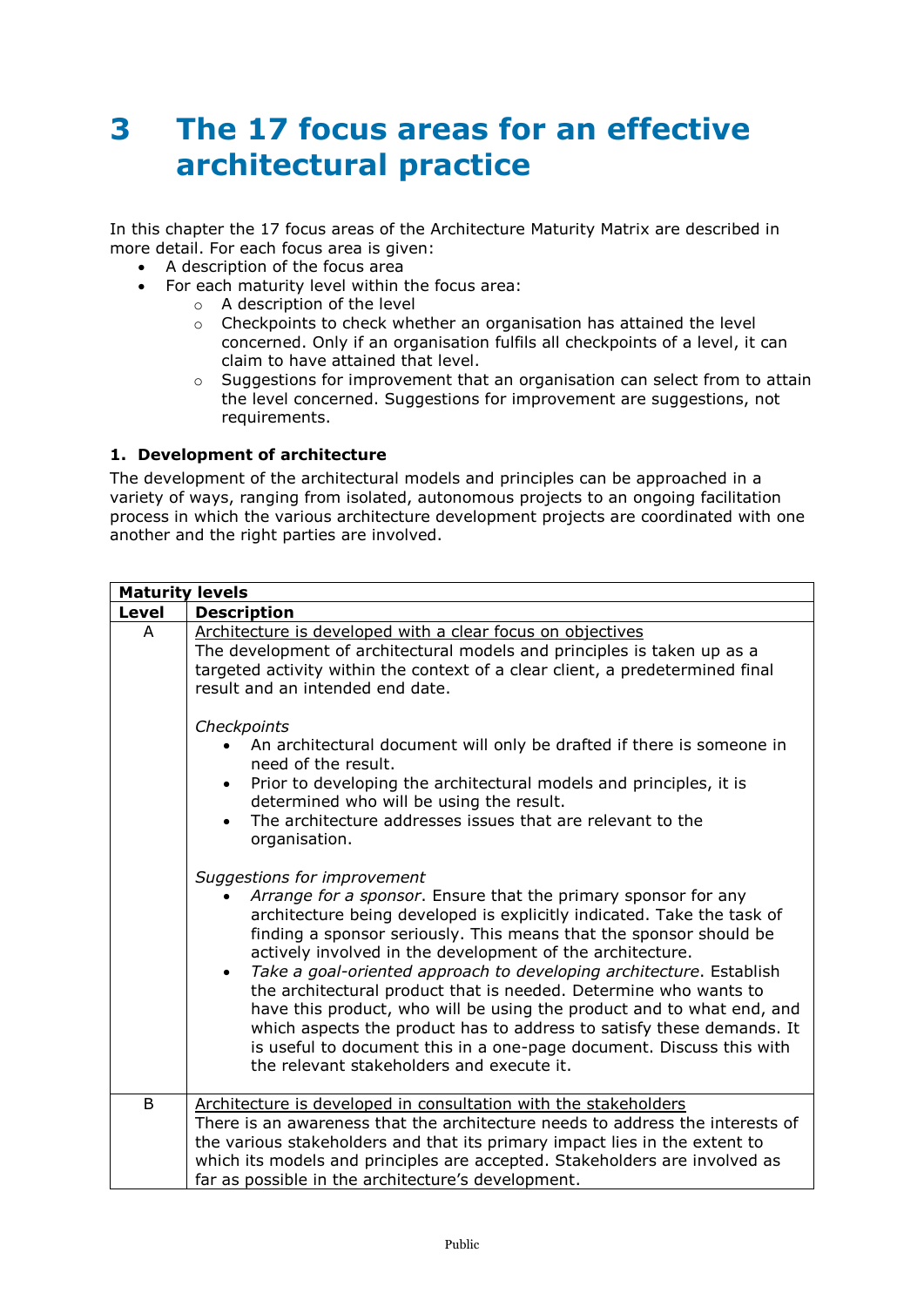# 3 The 17 focus areas for an effective architectural practice

In this chapter the 17 focus areas of the Architecture Maturity Matrix are described in more detail. For each focus area is given:

- A description of the focus area
- For each maturity level within the focus area:
    - A description of the level
    - Checkpoints to check whether an organisation has attained the level concerned. Only if an organisation fulfils all checkpoints of a level, it can claim to have attained that level.
    - Suggestions for improvement that an organisation can select from to attain the level concerned. Suggestions for improvement are suggestions, not requirements.

### 1. Development of architecture

The development of the architectural models and principles can be approached in a variety of ways, ranging from isolated, autonomous projects to an ongoing facilitation process in which the various architecture development projects are coordinated with one another and the right parties are involved.

| **Maturity levels** | |
|---|---|
| **Level** | **Description** |
| A | <u>Architecture is developed with a clear focus on objectives</u><br>The development of architectural models and principles is taken up as a targeted activity within the context of a clear client, a predetermined final result and an intended end date.<br><br>*Checkpoints*<br>• An architectural document will only be drafted if there is someone in need of the result.<br>• Prior to developing the architectural models and principles, it is determined who will be using the result.<br>• The architecture addresses issues that are relevant to the organisation.<br><br>*Suggestions for improvement*<br>• *Arrange for a sponsor*. Ensure that the primary sponsor for any architecture being developed is explicitly indicated. Take the task of finding a sponsor seriously. This means that the sponsor should be actively involved in the development of the architecture.<br>• *Take a goal-oriented approach to developing architecture*. Establish the architectural product that is needed. Determine who wants to have this product, who will be using the product and to what end, and which aspects the product has to address to satisfy these demands. It is useful to document this in a one-page document. Discuss this with the relevant stakeholders and execute it. |
| B | <u>Architecture is developed in consultation with the stakeholders</u><br>There is an awareness that the architecture needs to address the interests of the various stakeholders and that its primary impact lies in the extent to which its models and principles are accepted. Stakeholders are involved as far as possible in the architecture's development. |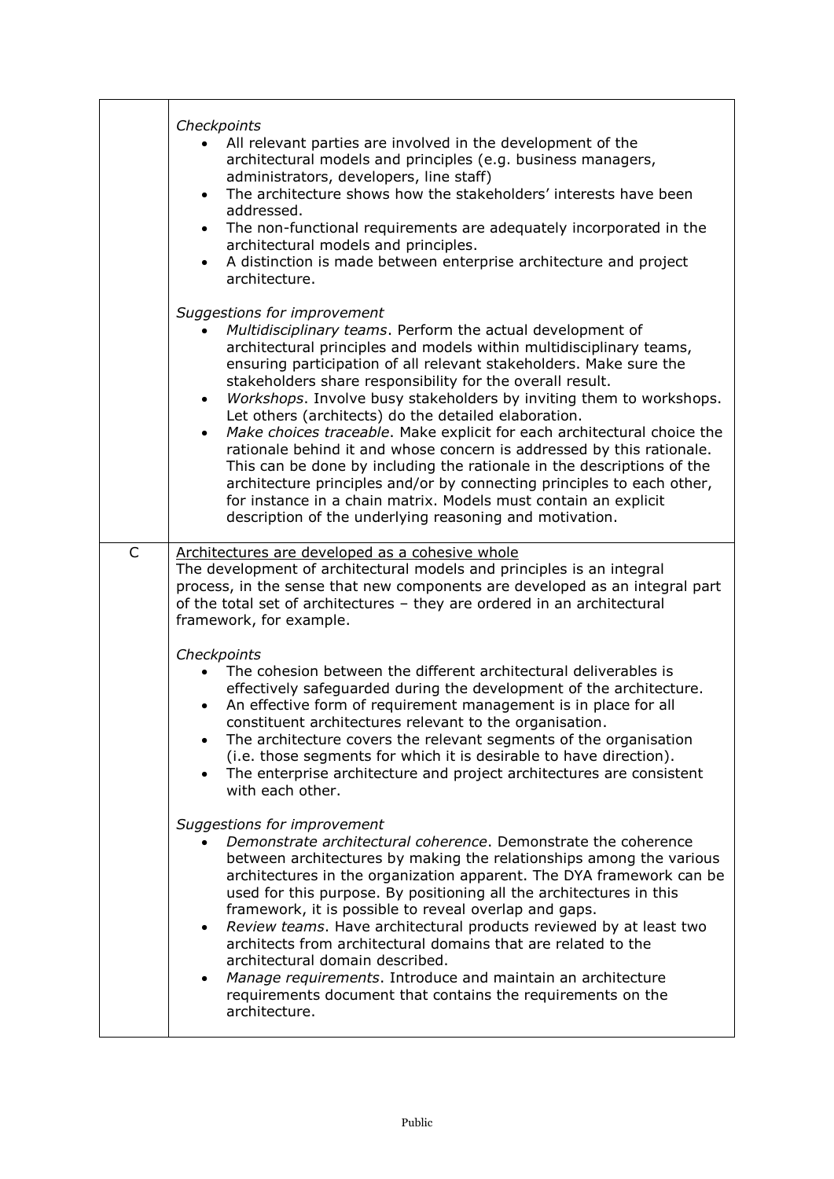| | |
|---|---|
| | *Checkpoints*<br>• All relevant parties are involved in the development of the architectural models and principles (e.g. business managers, administrators, developers, line staff)<br>• The architecture shows how the stakeholders' interests have been addressed.<br>• The non-functional requirements are adequately incorporated in the architectural models and principles.<br>• A distinction is made between enterprise architecture and project architecture.<br><br>*Suggestions for improvement*<br>• *Multidisciplinary teams*. Perform the actual development of architectural principles and models within multidisciplinary teams, ensuring participation of all relevant stakeholders. Make sure the stakeholders share responsibility for the overall result.<br>• *Workshops*. Involve busy stakeholders by inviting them to workshops. Let others (architects) do the detailed elaboration.<br>• *Make choices traceable*. Make explicit for each architectural choice the rationale behind it and whose concern is addressed by this rationale. This can be done by including the rationale in the descriptions of the architecture principles and/or by connecting principles to each other, for instance in a chain matrix. Models must contain an explicit description of the underlying reasoning and motivation. |
| C | <u>Architectures are developed as a cohesive whole</u><br>The development of architectural models and principles is an integral process, in the sense that new components are developed as an integral part of the total set of architectures – they are ordered in an architectural framework, for example.<br><br>*Checkpoints*<br>• The cohesion between the different architectural deliverables is effectively safeguarded during the development of the architecture.<br>• An effective form of requirement management is in place for all constituent architectures relevant to the organisation.<br>• The architecture covers the relevant segments of the organisation (i.e. those segments for which it is desirable to have direction).<br>• The enterprise architecture and project architectures are consistent with each other.<br><br>*Suggestions for improvement*<br>• *Demonstrate architectural coherence*. Demonstrate the coherence between architectures by making the relationships among the various architectures in the organization apparent. The DYA framework can be used for this purpose. By positioning all the architectures in this framework, it is possible to reveal overlap and gaps.<br>• *Review teams*. Have architectural products reviewed by at least two architects from architectural domains that are related to the architectural domain described.<br>• *Manage requirements*. Introduce and maintain an architecture requirements document that contains the requirements on the architecture. |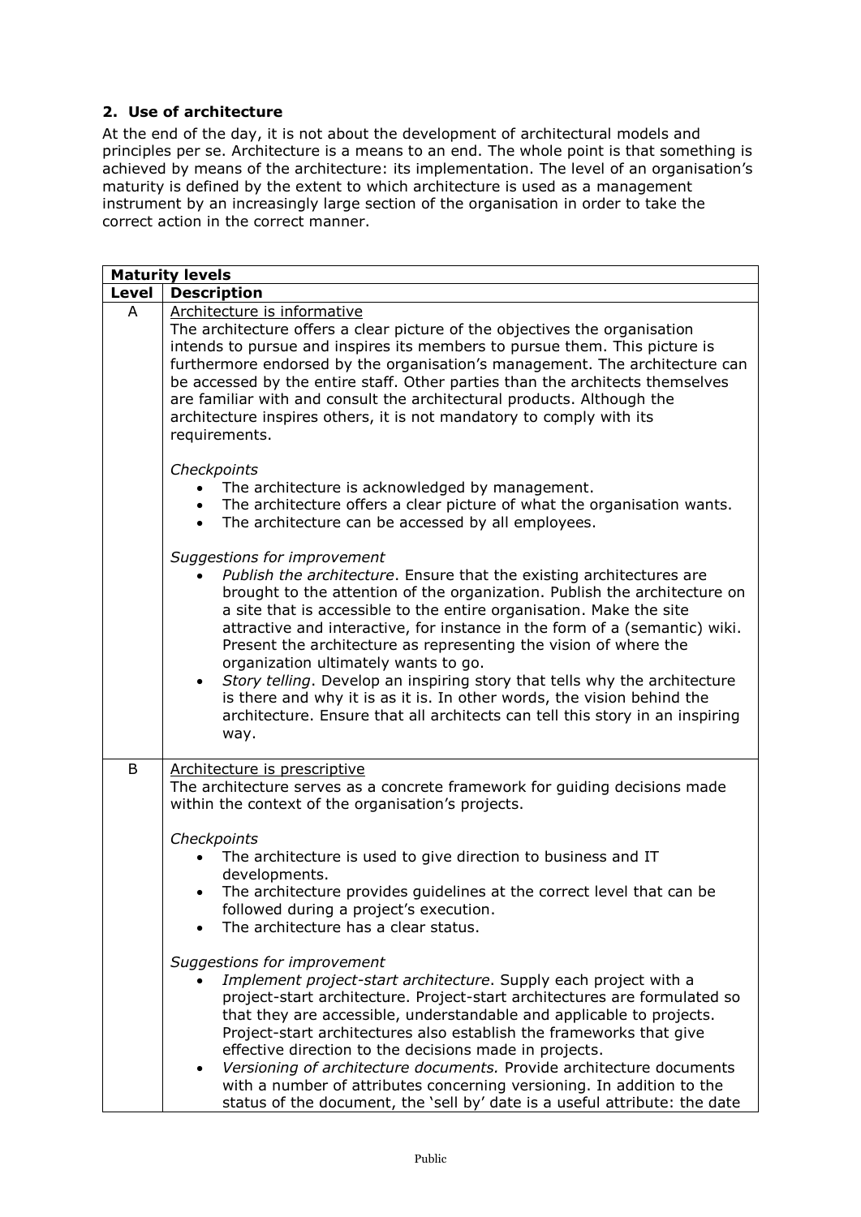## 2. Use of architecture

At the end of the day, it is not about the development of architectural models and principles per se. Architecture is a means to an end. The whole point is that something is achieved by means of the architecture: its implementation. The level of an organisation's maturity is defined by the extent to which architecture is used as a management instrument by an increasingly large section of the organisation in order to take the correct action in the correct manner.

| **Maturity levels** | |
|---|---|
| **Level** | **Description** |
| A | Architecture is informative<br>The architecture offers a clear picture of the objectives the organisation intends to pursue and inspires its members to pursue them. This picture is furthermore endorsed by the organisation's management. The architecture can be accessed by the entire staff. Other parties than the architects themselves are familiar with and consult the architectural products. Although the architecture inspires others, it is not mandatory to comply with its requirements.<br><br>*Checkpoints*<br>• The architecture is acknowledged by management.<br>• The architecture offers a clear picture of what the organisation wants.<br>• The architecture can be accessed by all employees.<br><br>*Suggestions for improvement*<br>• *Publish the architecture*. Ensure that the existing architectures are brought to the attention of the organization. Publish the architecture on a site that is accessible to the entire organisation. Make the site attractive and interactive, for instance in the form of a (semantic) wiki. Present the architecture as representing the vision of where the organization ultimately wants to go.<br>• *Story telling*. Develop an inspiring story that tells why the architecture is there and why it is as it is. In other words, the vision behind the architecture. Ensure that all architects can tell this story in an inspiring way. |
| B | Architecture is prescriptive<br>The architecture serves as a concrete framework for guiding decisions made within the context of the organisation's projects.<br><br>*Checkpoints*<br>• The architecture is used to give direction to business and IT developments.<br>• The architecture provides guidelines at the correct level that can be followed during a project's execution.<br>• The architecture has a clear status.<br><br>*Suggestions for improvement*<br>• *Implement project-start architecture*. Supply each project with a project-start architecture. Project-start architectures are formulated so that they are accessible, understandable and applicable to projects. Project-start architectures also establish the frameworks that give effective direction to the decisions made in projects.<br>• *Versioning of architecture documents.* Provide architecture documents with a number of attributes concerning versioning. In addition to the status of the document, the 'sell by' date is a useful attribute: the date |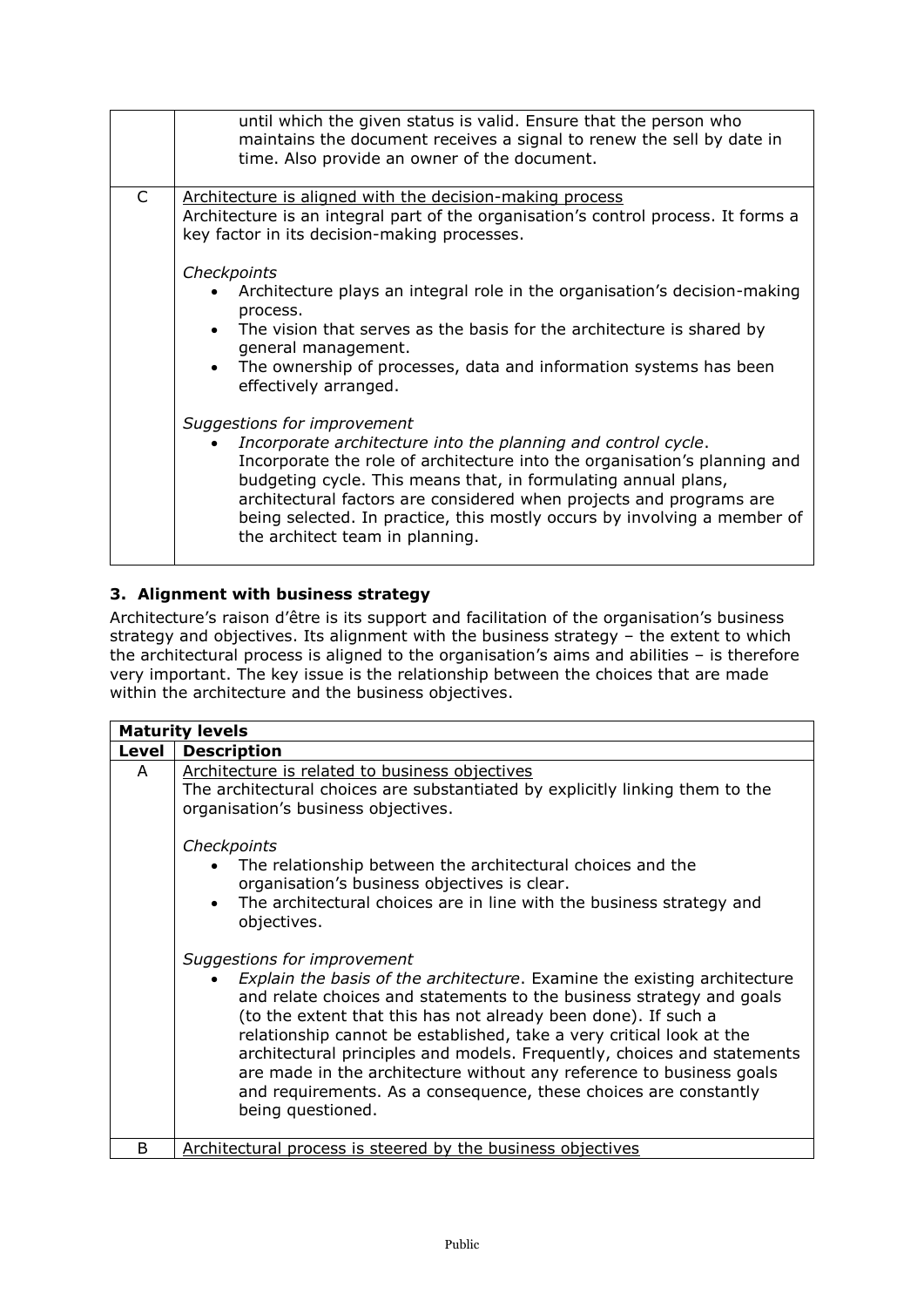| | |
|---|---|
| | until which the given status is valid. Ensure that the person who maintains the document receives a signal to renew the sell by date in time. Also provide an owner of the document. |
| C | <u>Architecture is aligned with the decision-making process</u><br>Architecture is an integral part of the organisation's control process. It forms a key factor in its decision-making processes.<br><br>*Checkpoints*<br>• Architecture plays an integral role in the organisation's decision-making process.<br>• The vision that serves as the basis for the architecture is shared by general management.<br>• The ownership of processes, data and information systems has been effectively arranged.<br><br>*Suggestions for improvement*<br>• *Incorporate architecture into the planning and control cycle*. Incorporate the role of architecture into the organisation's planning and budgeting cycle. This means that, in formulating annual plans, architectural factors are considered when projects and programs are being selected. In practice, this mostly occurs by involving a member of the architect team in planning. |

### 3. Alignment with business strategy

Architecture's raison d'être is its support and facilitation of the organisation's business strategy and objectives. Its alignment with the business strategy – the extent to which the architectural process is aligned to the organisation's aims and abilities – is therefore very important. The key issue is the relationship between the choices that are made within the architecture and the business objectives.

| **Maturity levels** | |
|---|---|
| **Level** | **Description** |
| A | <u>Architecture is related to business objectives</u><br>The architectural choices are substantiated by explicitly linking them to the organisation's business objectives.<br><br>*Checkpoints*<br>• The relationship between the architectural choices and the organisation's business objectives is clear.<br>• The architectural choices are in line with the business strategy and objectives.<br><br>*Suggestions for improvement*<br>• *Explain the basis of the architecture*. Examine the existing architecture and relate choices and statements to the business strategy and goals (to the extent that this has not already been done). If such a relationship cannot be established, take a very critical look at the architectural principles and models. Frequently, choices and statements are made in the architecture without any reference to business goals and requirements. As a consequence, these choices are constantly being questioned. |
| B | <u>Architectural process is steered by the business objectives</u> |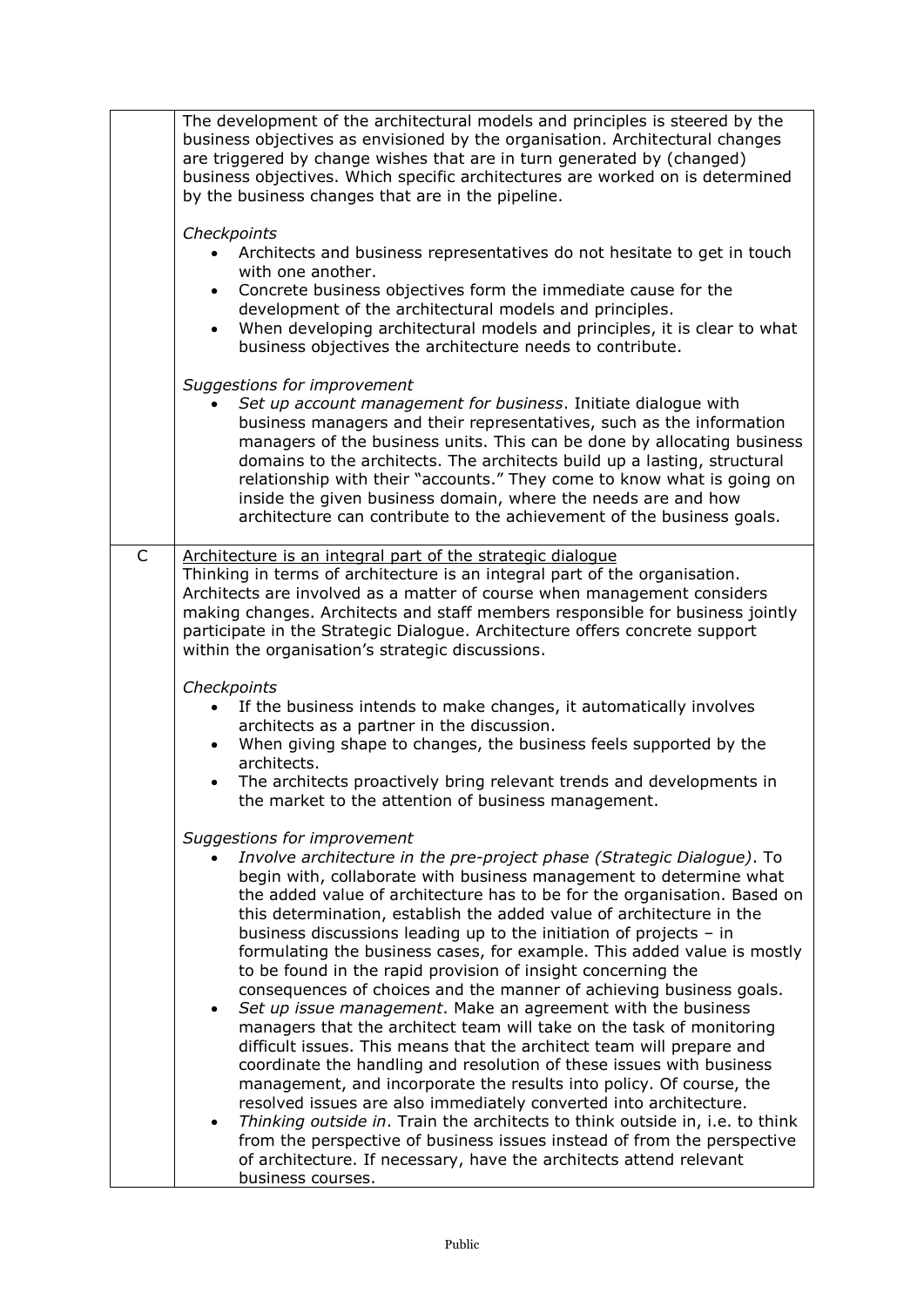| | |
|---|---|
| | The development of the architectural models and principles is steered by the business objectives as envisioned by the organisation. Architectural changes are triggered by change wishes that are in turn generated by (changed) business objectives. Which specific architectures are worked on is determined by the business changes that are in the pipeline.<br><br>*Checkpoints*<br>• Architects and business representatives do not hesitate to get in touch with one another.<br>• Concrete business objectives form the immediate cause for the development of the architectural models and principles.<br>• When developing architectural models and principles, it is clear to what business objectives the architecture needs to contribute.<br><br>*Suggestions for improvement*<br>• *Set up account management for business*. Initiate dialogue with business managers and their representatives, such as the information managers of the business units. This can be done by allocating business domains to the architects. The architects build up a lasting, structural relationship with their "accounts." They come to know what is going on inside the given business domain, where the needs are and how architecture can contribute to the achievement of the business goals. |
| C | <u>Architecture is an integral part of the strategic dialogue</u><br>Thinking in terms of architecture is an integral part of the organisation. Architects are involved as a matter of course when management considers making changes. Architects and staff members responsible for business jointly participate in the Strategic Dialogue. Architecture offers concrete support within the organisation's strategic discussions.<br><br>*Checkpoints*<br>• If the business intends to make changes, it automatically involves architects as a partner in the discussion.<br>• When giving shape to changes, the business feels supported by the architects.<br>• The architects proactively bring relevant trends and developments in the market to the attention of business management.<br><br>*Suggestions for improvement*<br>• *Involve architecture in the pre-project phase (Strategic Dialogue)*. To begin with, collaborate with business management to determine what the added value of architecture has to be for the organisation. Based on this determination, establish the added value of architecture in the business discussions leading up to the initiation of projects – in formulating the business cases, for example. This added value is mostly to be found in the rapid provision of insight concerning the consequences of choices and the manner of achieving business goals.<br>• *Set up issue management*. Make an agreement with the business managers that the architect team will take on the task of monitoring difficult issues. This means that the architect team will prepare and coordinate the handling and resolution of these issues with business management, and incorporate the results into policy. Of course, the resolved issues are also immediately converted into architecture.<br>• *Thinking outside in*. Train the architects to think outside in, i.e. to think from the perspective of business issues instead of from the perspective of architecture. If necessary, have the architects attend relevant business courses. |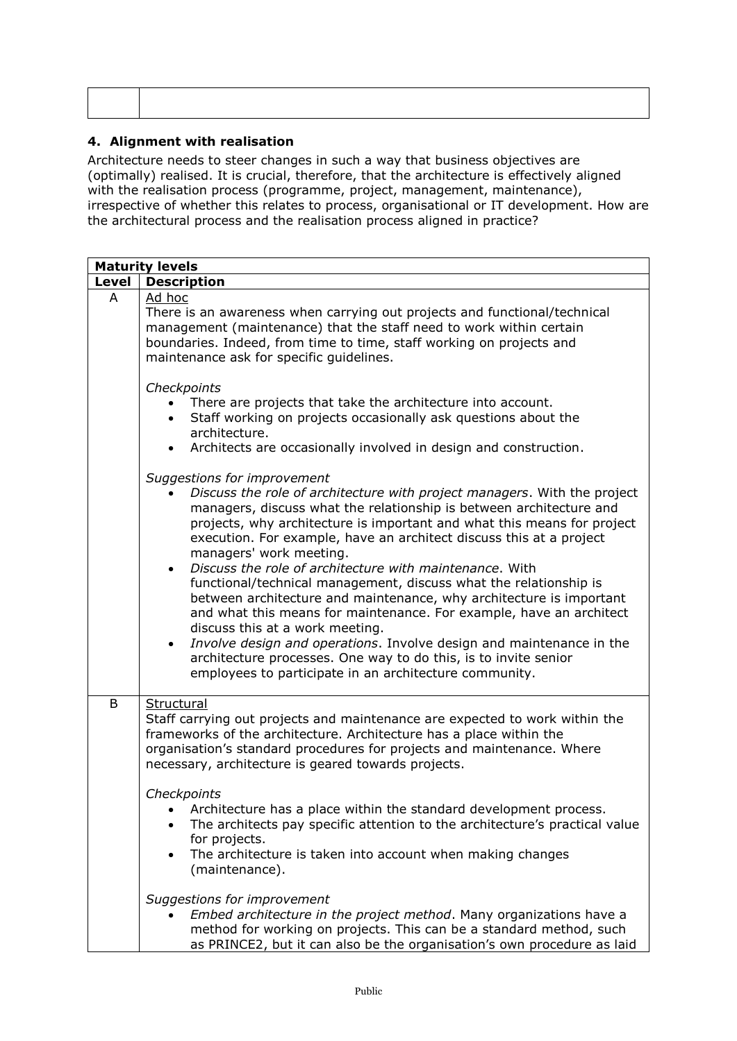| | |
|---|---|
| | |

## 4. Alignment with realisation

Architecture needs to steer changes in such a way that business objectives are (optimally) realised. It is crucial, therefore, that the architecture is effectively aligned with the realisation process (programme, project, management, maintenance), irrespective of whether this relates to process, organisational or IT development. How are the architectural process and the realisation process aligned in practice?

| **Maturity levels** | |
|---|---|
| **Level** | **Description** |
| A | Ad hoc<br>There is an awareness when carrying out projects and functional/technical management (maintenance) that the staff need to work within certain boundaries. Indeed, from time to time, staff working on projects and maintenance ask for specific guidelines.<br><br>*Checkpoints*<br>• There are projects that take the architecture into account.<br>• Staff working on projects occasionally ask questions about the architecture.<br>• Architects are occasionally involved in design and construction.<br><br>*Suggestions for improvement*<br>• *Discuss the role of architecture with project managers*. With the project managers, discuss what the relationship is between architecture and projects, why architecture is important and what this means for project execution. For example, have an architect discuss this at a project managers' work meeting.<br>• *Discuss the role of architecture with maintenance*. With functional/technical management, discuss what the relationship is between architecture and maintenance, why architecture is important and what this means for maintenance. For example, have an architect discuss this at a work meeting.<br>• *Involve design and operations*. Involve design and maintenance in the architecture processes. One way to do this, is to invite senior employees to participate in an architecture community. |
| B | Structural<br>Staff carrying out projects and maintenance are expected to work within the frameworks of the architecture. Architecture has a place within the organisation's standard procedures for projects and maintenance. Where necessary, architecture is geared towards projects.<br><br>*Checkpoints*<br>• Architecture has a place within the standard development process.<br>• The architects pay specific attention to the architecture's practical value for projects.<br>• The architecture is taken into account when making changes (maintenance).<br><br>*Suggestions for improvement*<br>• *Embed architecture in the project method*. Many organizations have a method for working on projects. This can be a standard method, such as PRINCE2, but it can also be the organisation's own procedure as laid |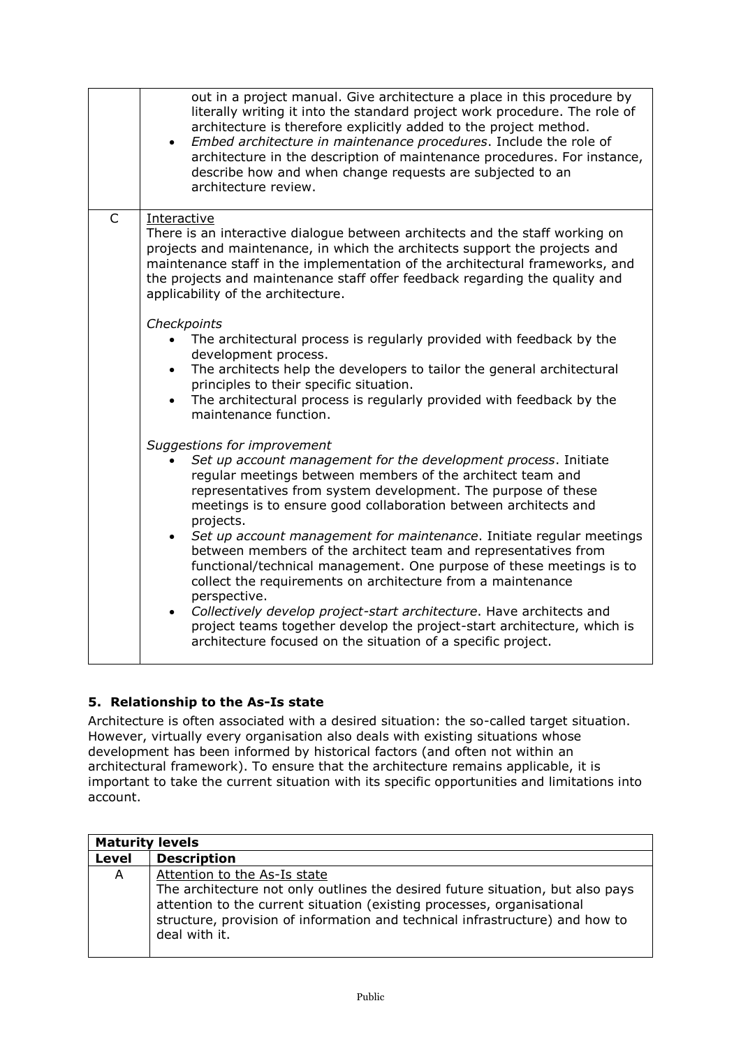| | |
|---|---|
| | out in a project manual. Give architecture a place in this procedure by literally writing it into the standard project work procedure. The role of architecture is therefore explicitly added to the project method.<br>• *Embed architecture in maintenance procedures*. Include the role of architecture in the description of maintenance procedures. For instance, describe how and when change requests are subjected to an architecture review. |
| C | Interactive<br>There is an interactive dialogue between architects and the staff working on projects and maintenance, in which the architects support the projects and maintenance staff in the implementation of the architectural frameworks, and the projects and maintenance staff offer feedback regarding the quality and applicability of the architecture.<br><br>*Checkpoints*<br>• The architectural process is regularly provided with feedback by the development process.<br>• The architects help the developers to tailor the general architectural principles to their specific situation.<br>• The architectural process is regularly provided with feedback by the maintenance function.<br><br>*Suggestions for improvement*<br>• *Set up account management for the development process*. Initiate regular meetings between members of the architect team and representatives from system development. The purpose of these meetings is to ensure good collaboration between architects and projects.<br>• *Set up account management for maintenance*. Initiate regular meetings between members of the architect team and representatives from functional/technical management. One purpose of these meetings is to collect the requirements on architecture from a maintenance perspective.<br>• *Collectively develop project-start architecture*. Have architects and project teams together develop the project-start architecture, which is architecture focused on the situation of a specific project. |

## 5. Relationship to the As-Is state

Architecture is often associated with a desired situation: the so-called target situation. However, virtually every organisation also deals with existing situations whose development has been informed by historical factors (and often not within an architectural framework). To ensure that the architecture remains applicable, it is important to take the current situation with its specific opportunities and limitations into account.

| **Maturity levels** | |
|---|---|
| **Level** | **Description** |
| A | Attention to the As-Is state<br>The architecture not only outlines the desired future situation, but also pays attention to the current situation (existing processes, organisational structure, provision of information and technical infrastructure) and how to deal with it. |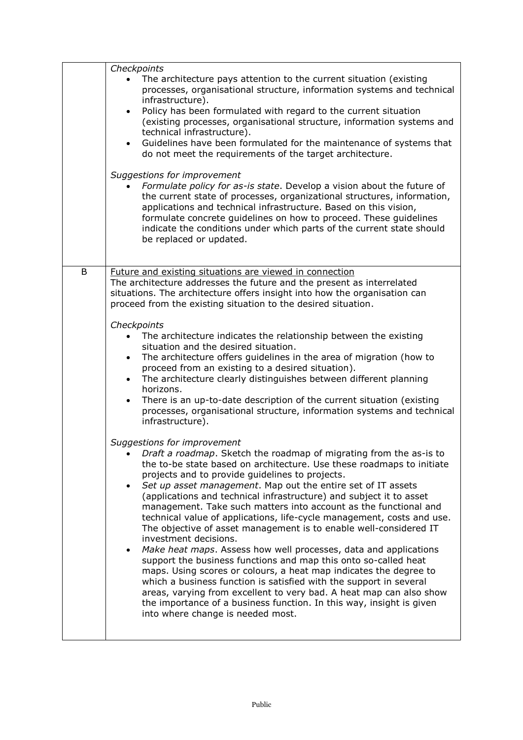| | |
|---|---|
| | *Checkpoints*<br>• The architecture pays attention to the current situation (existing processes, organisational structure, information systems and technical infrastructure).<br>• Policy has been formulated with regard to the current situation (existing processes, organisational structure, information systems and technical infrastructure).<br>• Guidelines have been formulated for the maintenance of systems that do not meet the requirements of the target architecture.<br><br>*Suggestions for improvement*<br>• *Formulate policy for as-is state*. Develop a vision about the future of the current state of processes, organizational structures, information, applications and technical infrastructure. Based on this vision, formulate concrete guidelines on how to proceed. These guidelines indicate the conditions under which parts of the current state should be replaced or updated. |
| B | <u>Future and existing situations are viewed in connection</u><br>The architecture addresses the future and the present as interrelated situations. The architecture offers insight into how the organisation can proceed from the existing situation to the desired situation.<br><br>*Checkpoints*<br>• The architecture indicates the relationship between the existing situation and the desired situation.<br>• The architecture offers guidelines in the area of migration (how to proceed from an existing to a desired situation).<br>• The architecture clearly distinguishes between different planning horizons.<br>• There is an up-to-date description of the current situation (existing processes, organisational structure, information systems and technical infrastructure).<br><br>*Suggestions for improvement*<br>• *Draft a roadmap*. Sketch the roadmap of migrating from the as-is to the to-be state based on architecture. Use these roadmaps to initiate projects and to provide guidelines to projects.<br>• *Set up asset management*. Map out the entire set of IT assets (applications and technical infrastructure) and subject it to asset management. Take such matters into account as the functional and technical value of applications, life-cycle management, costs and use. The objective of asset management is to enable well-considered IT investment decisions.<br>• *Make heat maps*. Assess how well processes, data and applications support the business functions and map this onto so-called heat maps. Using scores or colours, a heat map indicates the degree to which a business function is satisfied with the support in several areas, varying from excellent to very bad. A heat map can also show the importance of a business function. In this way, insight is given into where change is needed most. |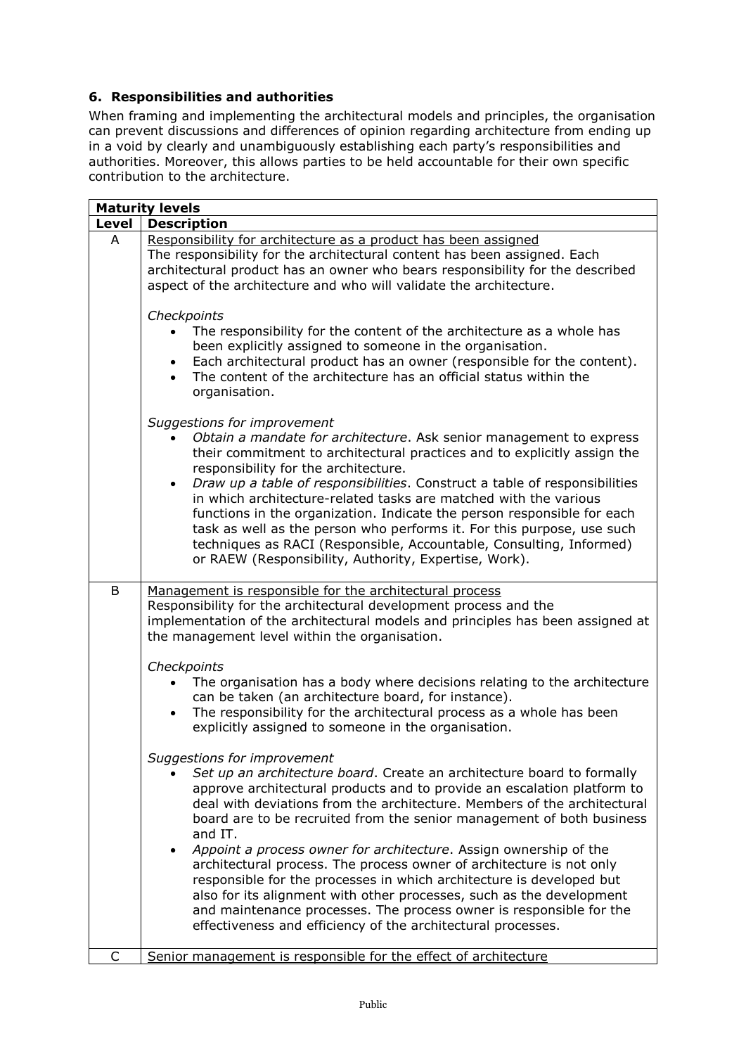### 6. Responsibilities and authorities

When framing and implementing the architectural models and principles, the organisation can prevent discussions and differences of opinion regarding architecture from ending up in a void by clearly and unambiguously establishing each party's responsibilities and authorities. Moreover, this allows parties to be held accountable for their own specific contribution to the architecture.

| **Maturity levels** | |
|---|---|
| **Level** | **Description** |
| A | <u>Responsibility for architecture as a product has been assigned</u><br>The responsibility for the architectural content has been assigned. Each architectural product has an owner who bears responsibility for the described aspect of the architecture and who will validate the architecture.<br><br>*Checkpoints*<br>• The responsibility for the content of the architecture as a whole has been explicitly assigned to someone in the organisation.<br>• Each architectural product has an owner (responsible for the content).<br>• The content of the architecture has an official status within the organisation.<br><br>*Suggestions for improvement*<br>• *Obtain a mandate for architecture*. Ask senior management to express their commitment to architectural practices and to explicitly assign the responsibility for the architecture.<br>• *Draw up a table of responsibilities*. Construct a table of responsibilities in which architecture-related tasks are matched with the various functions in the organization. Indicate the person responsible for each task as well as the person who performs it. For this purpose, use such techniques as RACI (Responsible, Accountable, Consulting, Informed) or RAEW (Responsibility, Authority, Expertise, Work). |
| B | <u>Management is responsible for the architectural process</u><br>Responsibility for the architectural development process and the implementation of the architectural models and principles has been assigned at the management level within the organisation.<br><br>*Checkpoints*<br>• The organisation has a body where decisions relating to the architecture can be taken (an architecture board, for instance).<br>• The responsibility for the architectural process as a whole has been explicitly assigned to someone in the organisation.<br><br>*Suggestions for improvement*<br>• *Set up an architecture board*. Create an architecture board to formally approve architectural products and to provide an escalation platform to deal with deviations from the architecture. Members of the architectural board are to be recruited from the senior management of both business and IT.<br>• *Appoint a process owner for architecture*. Assign ownership of the architectural process. The process owner of architecture is not only responsible for the processes in which architecture is developed but also for its alignment with other processes, such as the development and maintenance processes. The process owner is responsible for the effectiveness and efficiency of the architectural processes. |
| C | <u>Senior management is responsible for the effect of architecture</u> |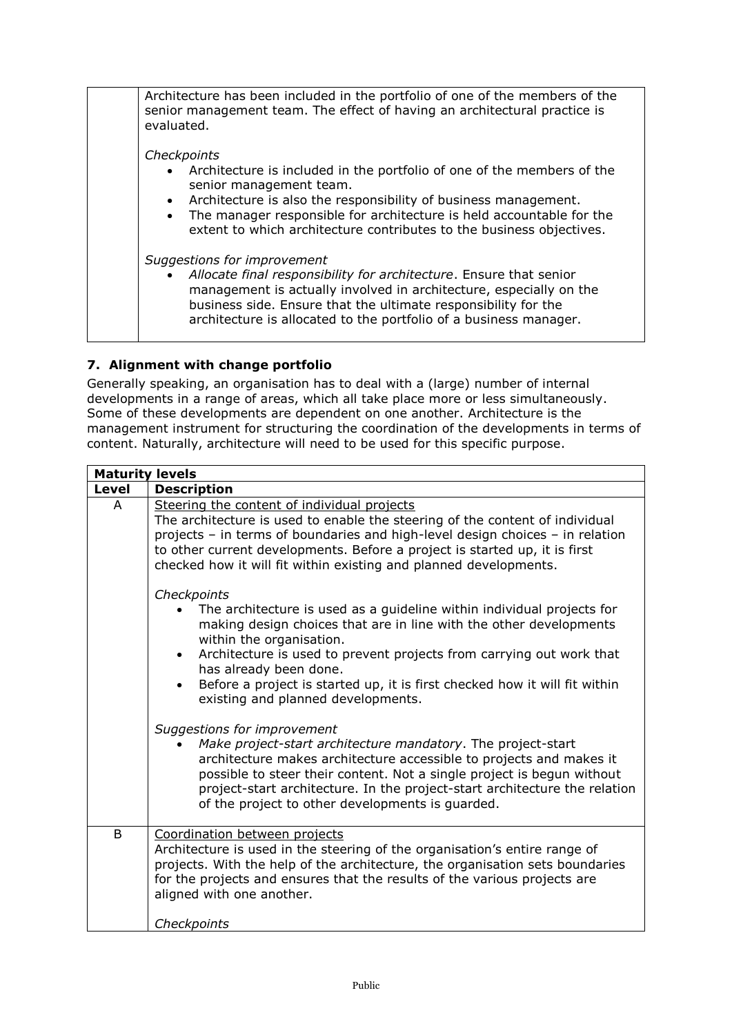| | |
|---|---|
| | Architecture has been included in the portfolio of one of the members of the senior management team. The effect of having an architectural practice is evaluated.<br><br>*Checkpoints*<br>• Architecture is included in the portfolio of one of the members of the senior management team.<br>• Architecture is also the responsibility of business management.<br>• The manager responsible for architecture is held accountable for the extent to which architecture contributes to the business objectives.<br><br>*Suggestions for improvement*<br>• *Allocate final responsibility for architecture*. Ensure that senior management is actually involved in architecture, especially on the business side. Ensure that the ultimate responsibility for the architecture is allocated to the portfolio of a business manager. |

### 7. Alignment with change portfolio

Generally speaking, an organisation has to deal with a (large) number of internal developments in a range of areas, which all take place more or less simultaneously. Some of these developments are dependent on one another. Architecture is the management instrument for structuring the coordination of the developments in terms of content. Naturally, architecture will need to be used for this specific purpose.

| **Maturity levels** | |
|---|---|
| **Level** | **Description** |
| A | <u>Steering the content of individual projects</u><br>The architecture is used to enable the steering of the content of individual projects – in terms of boundaries and high-level design choices – in relation to other current developments. Before a project is started up, it is first checked how it will fit within existing and planned developments.<br><br>*Checkpoints*<br>• The architecture is used as a guideline within individual projects for making design choices that are in line with the other developments within the organisation.<br>• Architecture is used to prevent projects from carrying out work that has already been done.<br>• Before a project is started up, it is first checked how it will fit within existing and planned developments.<br><br>*Suggestions for improvement*<br>• *Make project-start architecture mandatory*. The project-start architecture makes architecture accessible to projects and makes it possible to steer their content. Not a single project is begun without project-start architecture. In the project-start architecture the relation of the project to other developments is guarded. |
| B | <u>Coordination between projects</u><br>Architecture is used in the steering of the organisation's entire range of projects. With the help of the architecture, the organisation sets boundaries for the projects and ensures that the results of the various projects are aligned with one another.<br><br>*Checkpoints* |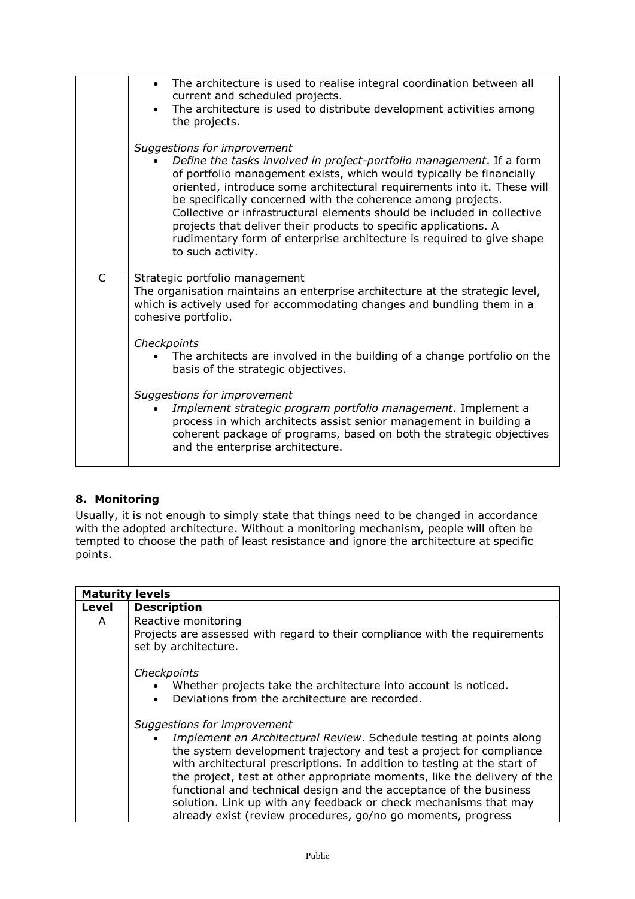| | |
|---|---|
| | • The architecture is used to realise integral coordination between all current and scheduled projects.<br>• The architecture is used to distribute development activities among the projects.<br><br>*Suggestions for improvement*<br>• *Define the tasks involved in project-portfolio management*. If a form of portfolio management exists, which would typically be financially oriented, introduce some architectural requirements into it. These will be specifically concerned with the coherence among projects. Collective or infrastructural elements should be included in collective projects that deliver their products to specific applications. A rudimentary form of enterprise architecture is required to give shape to such activity. |
| C | Strategic portfolio management<br>The organisation maintains an enterprise architecture at the strategic level, which is actively used for accommodating changes and bundling them in a cohesive portfolio.<br><br>*Checkpoints*<br>• The architects are involved in the building of a change portfolio on the basis of the strategic objectives.<br><br>*Suggestions for improvement*<br>• *Implement strategic program portfolio management*. Implement a process in which architects assist senior management in building a coherent package of programs, based on both the strategic objectives and the enterprise architecture. |

## 8. Monitoring

Usually, it is not enough to simply state that things need to be changed in accordance with the adopted architecture. Without a monitoring mechanism, people will often be tempted to choose the path of least resistance and ignore the architecture at specific points.

| **Maturity levels** | |
|---|---|
| **Level** | **Description** |
| A | Reactive monitoring<br>Projects are assessed with regard to their compliance with the requirements set by architecture.<br><br>*Checkpoints*<br>• Whether projects take the architecture into account is noticed.<br>• Deviations from the architecture are recorded.<br><br>*Suggestions for improvement*<br>• *Implement an Architectural Review*. Schedule testing at points along the system development trajectory and test a project for compliance with architectural prescriptions. In addition to testing at the start of the project, test at other appropriate moments, like the delivery of the functional and technical design and the acceptance of the business solution. Link up with any feedback or check mechanisms that may already exist (review procedures, go/no go moments, progress |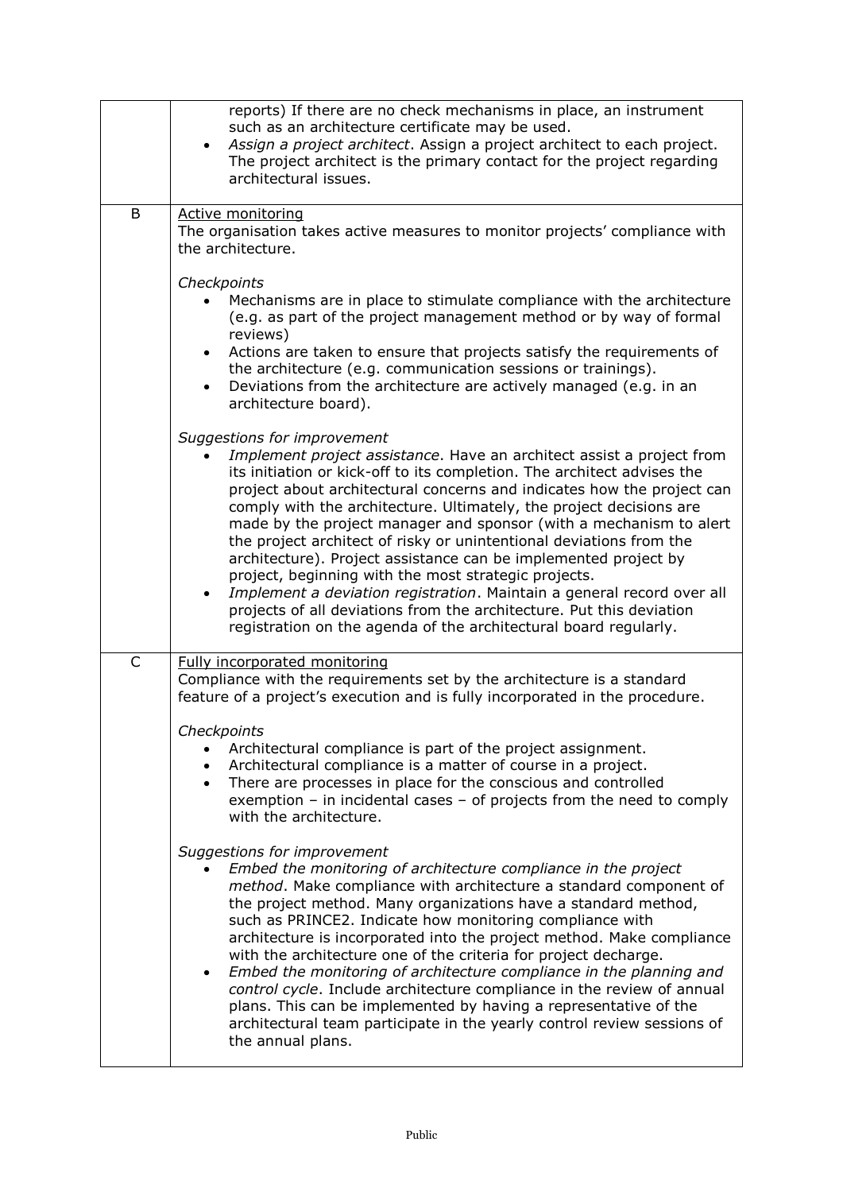| | |
|---|---|
| | reports) If there are no check mechanisms in place, an instrument such as an architecture certificate may be used.<br>• *Assign a project architect*. Assign a project architect to each project. The project architect is the primary contact for the project regarding architectural issues. |
| B | <u>Active monitoring</u><br>The organisation takes active measures to monitor projects' compliance with the architecture.<br><br>*Checkpoints*<br>• Mechanisms are in place to stimulate compliance with the architecture (e.g. as part of the project management method or by way of formal reviews)<br>• Actions are taken to ensure that projects satisfy the requirements of the architecture (e.g. communication sessions or trainings).<br>• Deviations from the architecture are actively managed (e.g. in an architecture board).<br><br>*Suggestions for improvement*<br>• *Implement project assistance*. Have an architect assist a project from its initiation or kick-off to its completion. The architect advises the project about architectural concerns and indicates how the project can comply with the architecture. Ultimately, the project decisions are made by the project manager and sponsor (with a mechanism to alert the project architect of risky or unintentional deviations from the architecture). Project assistance can be implemented project by project, beginning with the most strategic projects.<br>• *Implement a deviation registration*. Maintain a general record over all projects of all deviations from the architecture. Put this deviation registration on the agenda of the architectural board regularly. |
| C | <u>Fully incorporated monitoring</u><br>Compliance with the requirements set by the architecture is a standard feature of a project's execution and is fully incorporated in the procedure.<br><br>*Checkpoints*<br>• Architectural compliance is part of the project assignment.<br>• Architectural compliance is a matter of course in a project.<br>• There are processes in place for the conscious and controlled exemption – in incidental cases – of projects from the need to comply with the architecture.<br><br>*Suggestions for improvement*<br>• *Embed the monitoring of architecture compliance in the project method*. Make compliance with architecture a standard component of the project method. Many organizations have a standard method, such as PRINCE2. Indicate how monitoring compliance with architecture is incorporated into the project method. Make compliance with the architecture one of the criteria for project decharge.<br>• *Embed the monitoring of architecture compliance in the planning and control cycle*. Include architecture compliance in the review of annual plans. This can be implemented by having a representative of the architectural team participate in the yearly control review sessions of the annual plans. |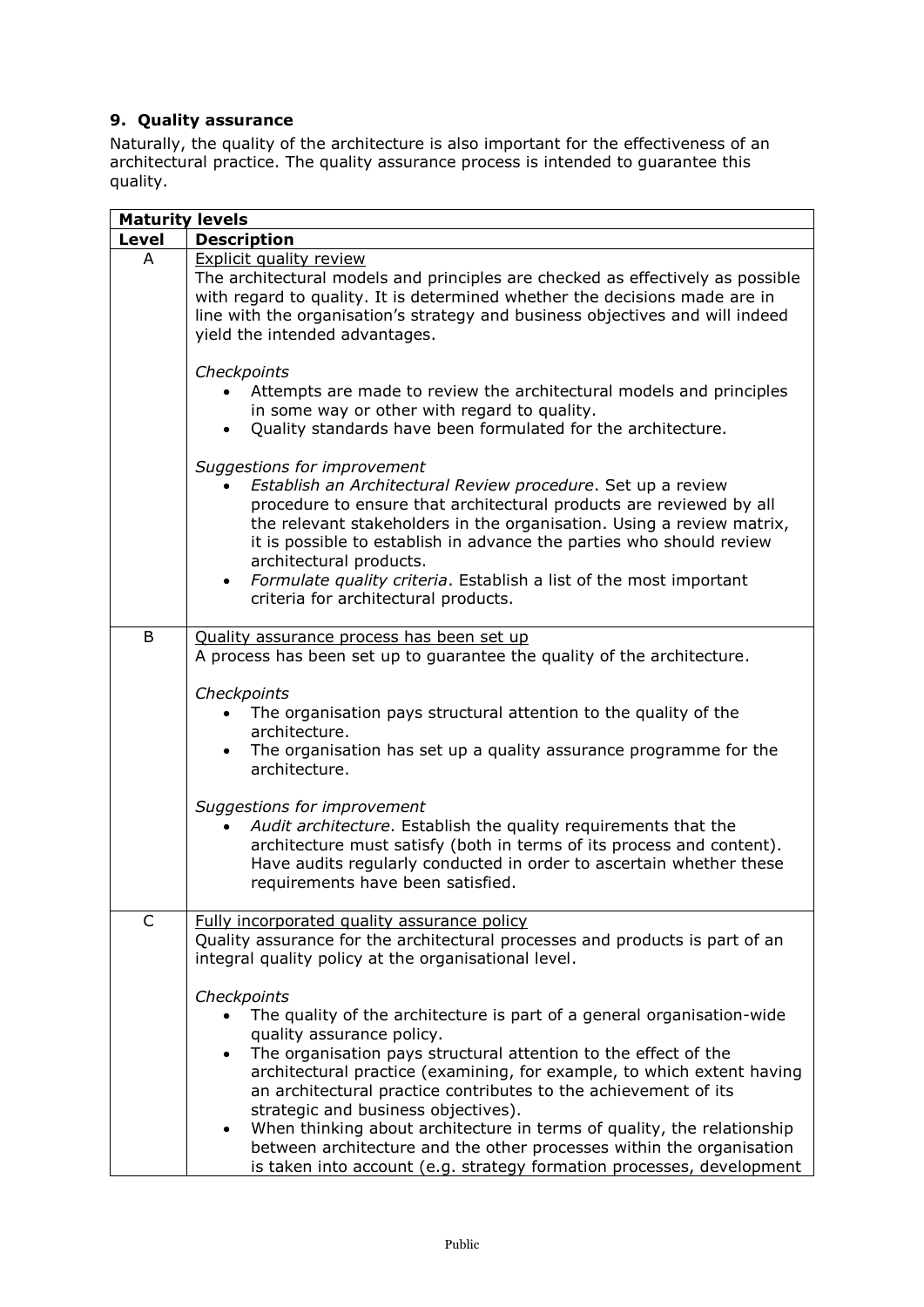## 9. Quality assurance

Naturally, the quality of the architecture is also important for the effectiveness of an architectural practice. The quality assurance process is intended to guarantee this quality.

| **Maturity levels** | |
|---|---|
| **Level** | **Description** |
| A | Explicit quality review<br>The architectural models and principles are checked as effectively as possible with regard to quality. It is determined whether the decisions made are in line with the organisation's strategy and business objectives and will indeed yield the intended advantages.<br><br>*Checkpoints*<br>• Attempts are made to review the architectural models and principles in some way or other with regard to quality.<br>• Quality standards have been formulated for the architecture.<br><br>*Suggestions for improvement*<br>• *Establish an Architectural Review procedure*. Set up a review procedure to ensure that architectural products are reviewed by all the relevant stakeholders in the organisation. Using a review matrix, it is possible to establish in advance the parties who should review architectural products.<br>• *Formulate quality criteria*. Establish a list of the most important criteria for architectural products. |
| B | Quality assurance process has been set up<br>A process has been set up to guarantee the quality of the architecture.<br><br>*Checkpoints*<br>• The organisation pays structural attention to the quality of the architecture.<br>• The organisation has set up a quality assurance programme for the architecture.<br><br>*Suggestions for improvement*<br>• *Audit architecture*. Establish the quality requirements that the architecture must satisfy (both in terms of its process and content). Have audits regularly conducted in order to ascertain whether these requirements have been satisfied. |
| C | Fully incorporated quality assurance policy<br>Quality assurance for the architectural processes and products is part of an integral quality policy at the organisational level.<br><br>*Checkpoints*<br>• The quality of the architecture is part of a general organisation-wide quality assurance policy.<br>• The organisation pays structural attention to the effect of the architectural practice (examining, for example, to which extent having an architectural practice contributes to the achievement of its strategic and business objectives).<br>• When thinking about architecture in terms of quality, the relationship between architecture and the other processes within the organisation is taken into account (e.g. strategy formation processes, development |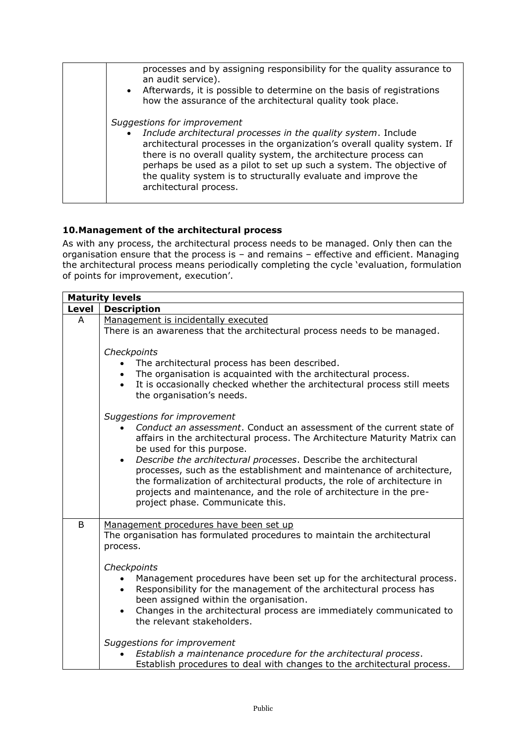| | processes and by assigning responsibility for the quality assurance to an audit service).<br>• Afterwards, it is possible to determine on the basis of registrations how the assurance of the architectural quality took place.<br><br>*Suggestions for improvement*<br>• *Include architectural processes in the quality system*. Include architectural processes in the organization's overall quality system. If there is no overall quality system, the architecture process can perhaps be used as a pilot to set up such a system. The objective of the quality system is to structurally evaluate and improve the architectural process. |
|---|---|

## 10. Management of the architectural process

As with any process, the architectural process needs to be managed. Only then can the organisation ensure that the process is – and remains – effective and efficient. Managing the architectural process means periodically completing the cycle 'evaluation, formulation of points for improvement, execution'.

| **Maturity levels** | |
|---|---|
| **Level** | **Description** |
| A | Management is incidentally executed<br>There is an awareness that the architectural process needs to be managed.<br><br>*Checkpoints*<br>• The architectural process has been described.<br>• The organisation is acquainted with the architectural process.<br>• It is occasionally checked whether the architectural process still meets the organisation's needs.<br><br>*Suggestions for improvement*<br>• *Conduct an assessment*. Conduct an assessment of the current state of affairs in the architectural process. The Architecture Maturity Matrix can be used for this purpose.<br>• *Describe the architectural processes*. Describe the architectural processes, such as the establishment and maintenance of architecture, the formalization of architectural products, the role of architecture in projects and maintenance, and the role of architecture in the pre-project phase. Communicate this. |
| B | Management procedures have been set up<br>The organisation has formulated procedures to maintain the architectural process.<br><br>*Checkpoints*<br>• Management procedures have been set up for the architectural process.<br>• Responsibility for the management of the architectural process has been assigned within the organisation.<br>• Changes in the architectural process are immediately communicated to the relevant stakeholders.<br><br>*Suggestions for improvement*<br>• *Establish a maintenance procedure for the architectural process*. Establish procedures to deal with changes to the architectural process. |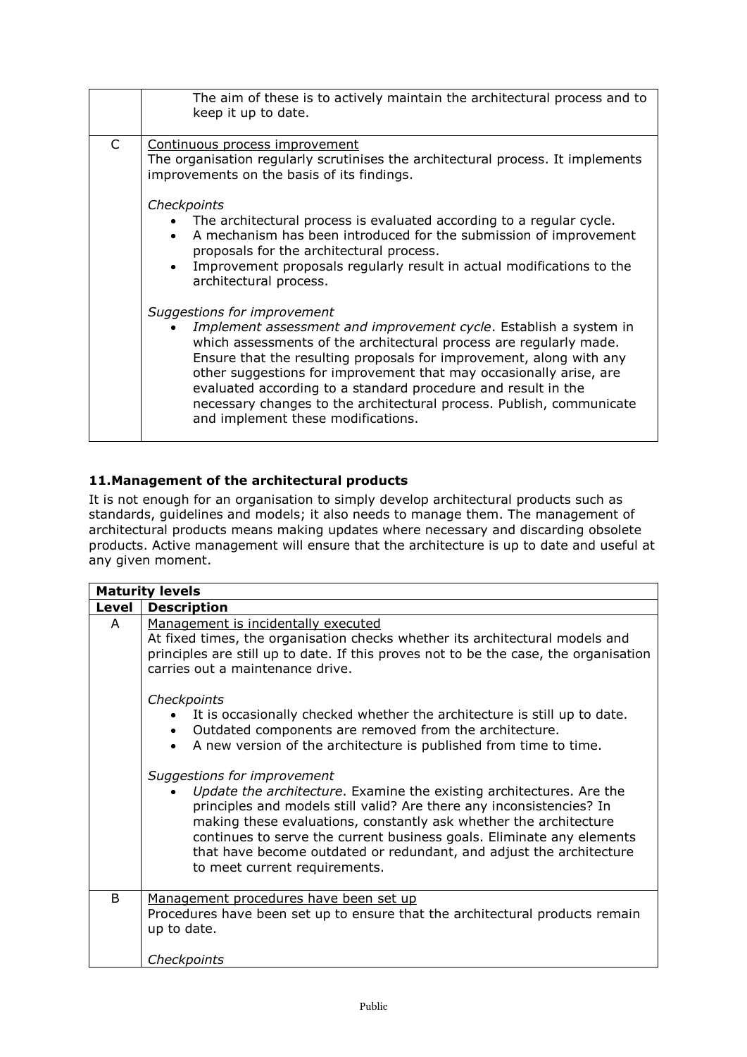| | |
|---|---|
| | The aim of these is to actively maintain the architectural process and to keep it up to date. |
| C | Continuous process improvement<br>The organisation regularly scrutinises the architectural process. It implements improvements on the basis of its findings.<br><br>*Checkpoints*<br>• The architectural process is evaluated according to a regular cycle.<br>• A mechanism has been introduced for the submission of improvement proposals for the architectural process.<br>• Improvement proposals regularly result in actual modifications to the architectural process.<br><br>*Suggestions for improvement*<br>• *Implement assessment and improvement cycle*. Establish a system in which assessments of the architectural process are regularly made. Ensure that the resulting proposals for improvement, along with any other suggestions for improvement that may occasionally arise, are evaluated according to a standard procedure and result in the necessary changes to the architectural process. Publish, communicate and implement these modifications. |

## 11. Management of the architectural products

It is not enough for an organisation to simply develop architectural products such as standards, guidelines and models; it also needs to manage them. The management of architectural products means making updates where necessary and discarding obsolete products. Active management will ensure that the architecture is up to date and useful at any given moment.

| **Maturity levels** | |
|---|---|
| **Level** | **Description** |
| A | Management is incidentally executed<br>At fixed times, the organisation checks whether its architectural models and principles are still up to date. If this proves not to be the case, the organisation carries out a maintenance drive.<br><br>*Checkpoints*<br>• It is occasionally checked whether the architecture is still up to date.<br>• Outdated components are removed from the architecture.<br>• A new version of the architecture is published from time to time.<br><br>*Suggestions for improvement*<br>• *Update the architecture*. Examine the existing architectures. Are the principles and models still valid? Are there any inconsistencies? In making these evaluations, constantly ask whether the architecture continues to serve the current business goals. Eliminate any elements that have become outdated or redundant, and adjust the architecture to meet current requirements. |
| B | Management procedures have been set up<br>Procedures have been set up to ensure that the architectural products remain up to date.<br><br>*Checkpoints* |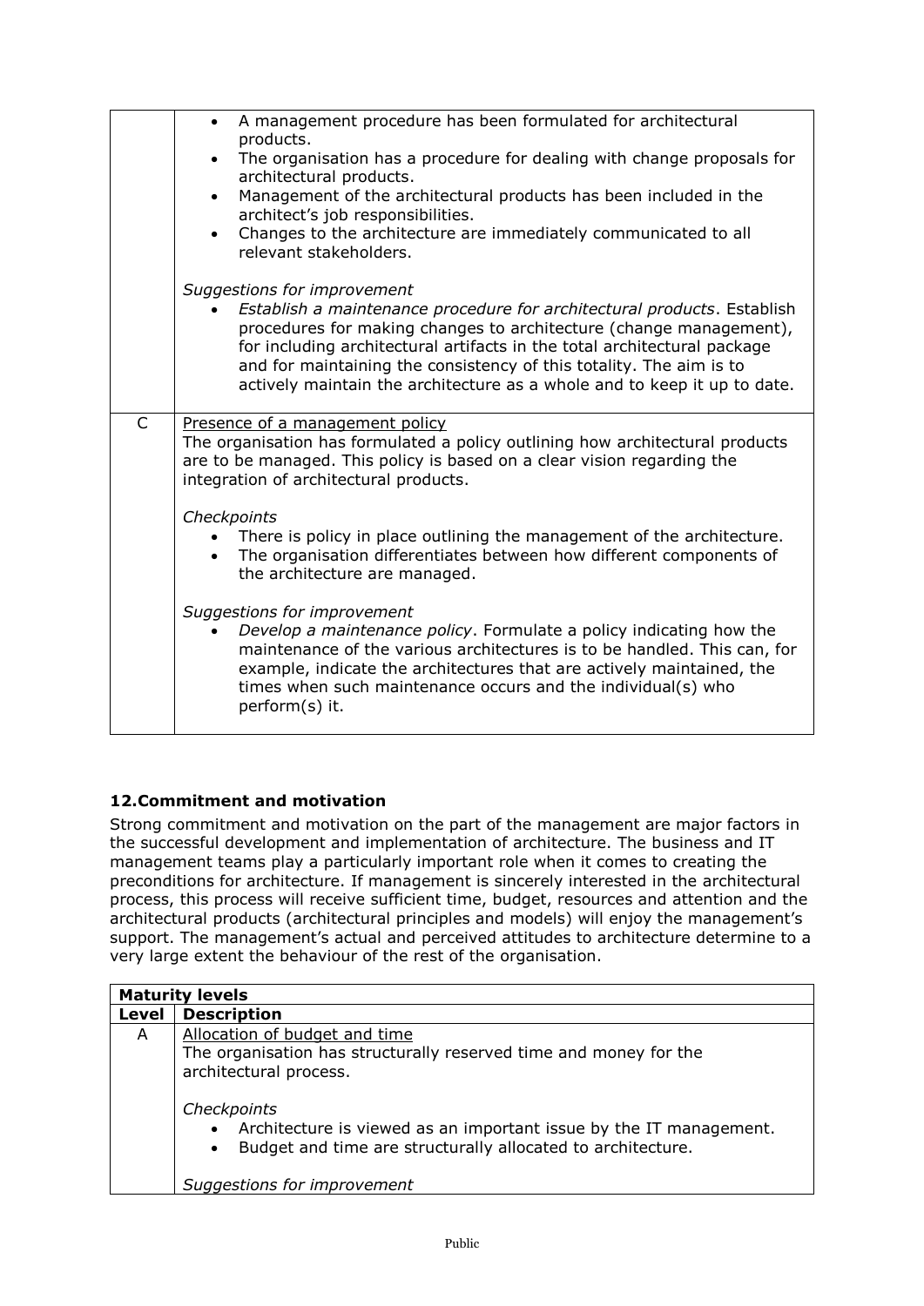| | |
|---|---|
| | • A management procedure has been formulated for architectural products.<br>• The organisation has a procedure for dealing with change proposals for architectural products.<br>• Management of the architectural products has been included in the architect's job responsibilities.<br>• Changes to the architecture are immediately communicated to all relevant stakeholders.<br><br>*Suggestions for improvement*<br>• *Establish a maintenance procedure for architectural products*. Establish procedures for making changes to architecture (change management), for including architectural artifacts in the total architectural package and for maintaining the consistency of this totality. The aim is to actively maintain the architecture as a whole and to keep it up to date. |
| C | Presence of a management policy<br>The organisation has formulated a policy outlining how architectural products are to be managed. This policy is based on a clear vision regarding the integration of architectural products.<br><br>*Checkpoints*<br>• There is policy in place outlining the management of the architecture.<br>• The organisation differentiates between how different components of the architecture are managed.<br><br>*Suggestions for improvement*<br>• *Develop a maintenance policy*. Formulate a policy indicating how the maintenance of the various architectures is to be handled. This can, for example, indicate the architectures that are actively maintained, the times when such maintenance occurs and the individual(s) who perform(s) it. |

### 12. Commitment and motivation

Strong commitment and motivation on the part of the management are major factors in the successful development and implementation of architecture. The business and IT management teams play a particularly important role when it comes to creating the preconditions for architecture. If management is sincerely interested in the architectural process, this process will receive sufficient time, budget, resources and attention and the architectural products (architectural principles and models) will enjoy the management's support. The management's actual and perceived attitudes to architecture determine to a very large extent the behaviour of the rest of the organisation.

| **Maturity levels** | |
|---|---|
| **Level** | **Description** |
| A | Allocation of budget and time<br>The organisation has structurally reserved time and money for the architectural process.<br><br>*Checkpoints*<br>• Architecture is viewed as an important issue by the IT management.<br>• Budget and time are structurally allocated to architecture.<br><br>*Suggestions for improvement* |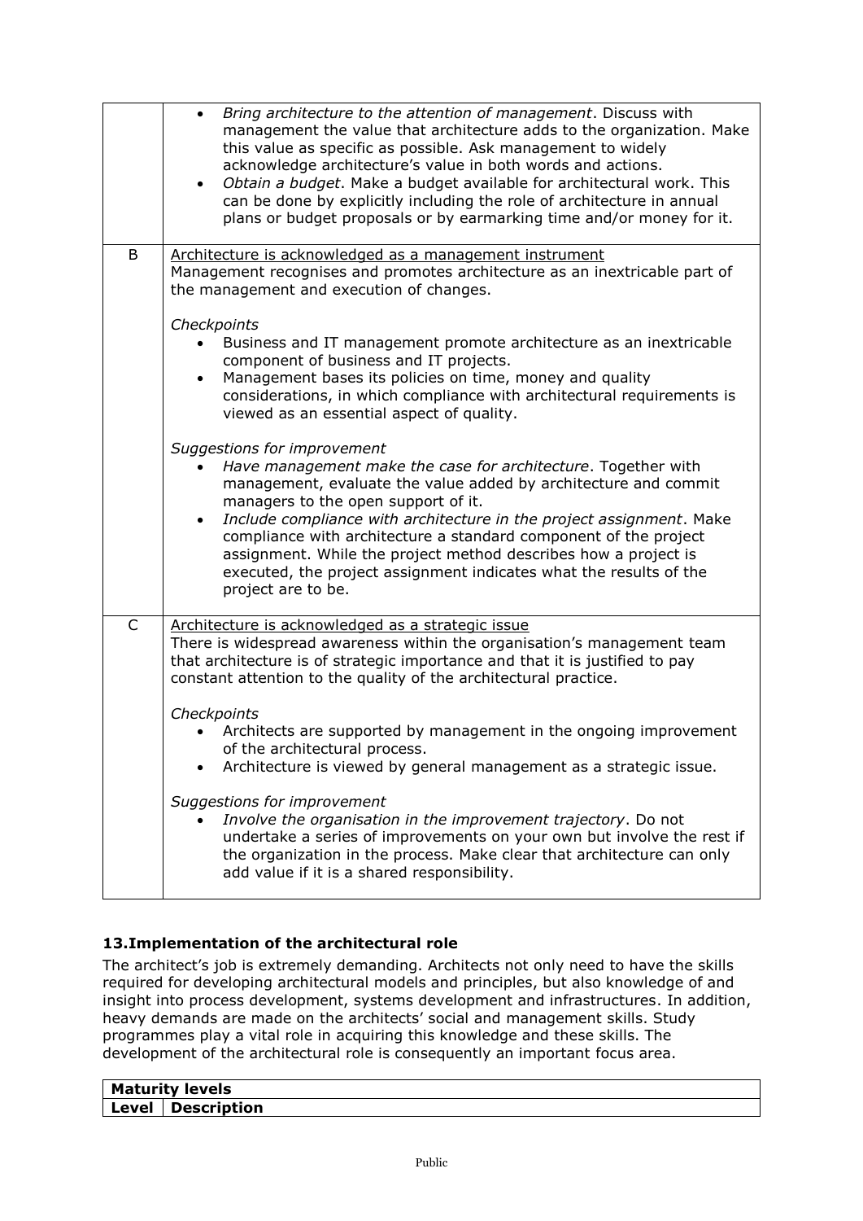| | |
|---|---|
| | • *Bring architecture to the attention of management*. Discuss with management the value that architecture adds to the organization. Make this value as specific as possible. Ask management to widely acknowledge architecture's value in both words and actions.<br>• *Obtain a budget*. Make a budget available for architectural work. This can be done by explicitly including the role of architecture in annual plans or budget proposals or by earmarking time and/or money for it. |
| B | Architecture is acknowledged as a management instrument<br>Management recognises and promotes architecture as an inextricable part of the management and execution of changes.<br><br>*Checkpoints*<br>• Business and IT management promote architecture as an inextricable component of business and IT projects.<br>• Management bases its policies on time, money and quality considerations, in which compliance with architectural requirements is viewed as an essential aspect of quality.<br><br>*Suggestions for improvement*<br>• *Have management make the case for architecture*. Together with management, evaluate the value added by architecture and commit managers to the open support of it.<br>• *Include compliance with architecture in the project assignment*. Make compliance with architecture a standard component of the project assignment. While the project method describes how a project is executed, the project assignment indicates what the results of the project are to be. |
| C | Architecture is acknowledged as a strategic issue<br>There is widespread awareness within the organisation's management team that architecture is of strategic importance and that it is justified to pay constant attention to the quality of the architectural practice.<br><br>*Checkpoints*<br>• Architects are supported by management in the ongoing improvement of the architectural process.<br>• Architecture is viewed by general management as a strategic issue.<br><br>*Suggestions for improvement*<br>• *Involve the organisation in the improvement trajectory*. Do not undertake a series of improvements on your own but involve the rest if the organization in the process. Make clear that architecture can only add value if it is a shared responsibility. |

## 13. Implementation of the architectural role

The architect's job is extremely demanding. Architects not only need to have the skills required for developing architectural models and principles, but also knowledge of and insight into process development, systems development and infrastructures. In addition, heavy demands are made on the architects' social and management skills. Study programmes play a vital role in acquiring this knowledge and these skills. The development of the architectural role is consequently an important focus area.

| **Maturity levels** | |
|---|---|
| **Level** | **Description** |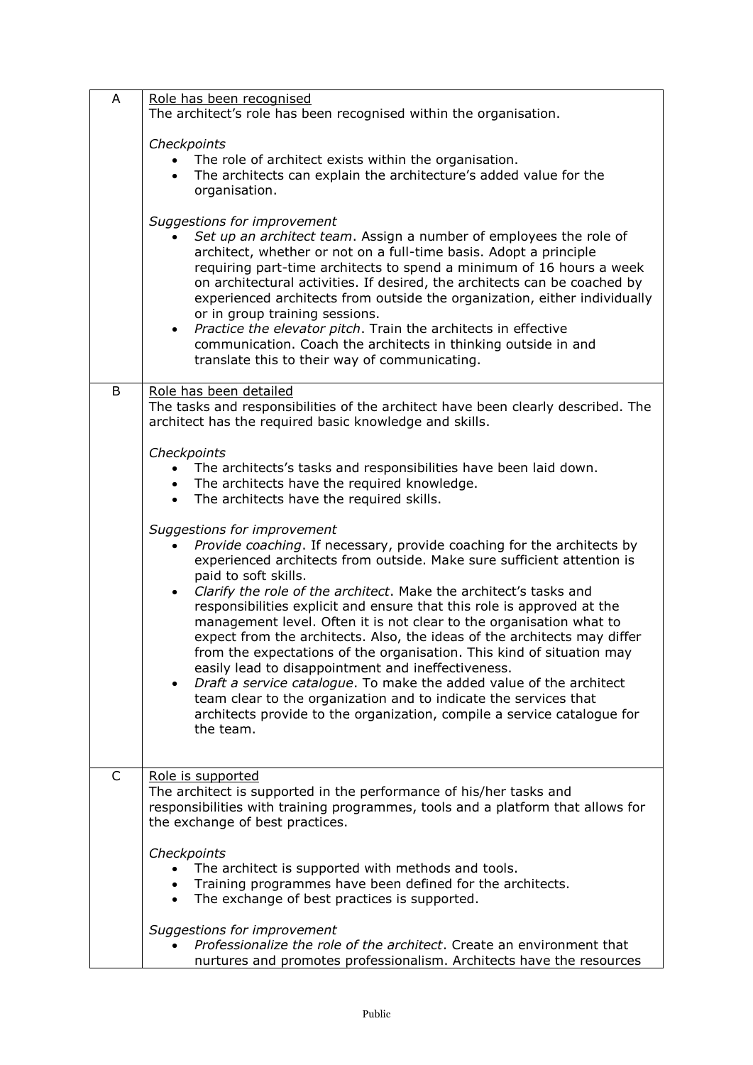| | |
|---|---|
| A | <u>Role has been recognised</u><br>The architect's role has been recognised within the organisation.<br><br>*Checkpoints*<br>• The role of architect exists within the organisation.<br>• The architects can explain the architecture's added value for the organisation.<br><br>*Suggestions for improvement*<br>• *Set up an architect team*. Assign a number of employees the role of architect, whether or not on a full-time basis. Adopt a principle requiring part-time architects to spend a minimum of 16 hours a week on architectural activities. If desired, the architects can be coached by experienced architects from outside the organization, either individually or in group training sessions.<br>• *Practice the elevator pitch*. Train the architects in effective communication. Coach the architects in thinking outside in and translate this to their way of communicating. |
| B | <u>Role has been detailed</u><br>The tasks and responsibilities of the architect have been clearly described. The architect has the required basic knowledge and skills.<br><br>*Checkpoints*<br>• The architects's tasks and responsibilities have been laid down.<br>• The architects have the required knowledge.<br>• The architects have the required skills.<br><br>*Suggestions for improvement*<br>• *Provide coaching*. If necessary, provide coaching for the architects by experienced architects from outside. Make sure sufficient attention is paid to soft skills.<br>• *Clarify the role of the architect*. Make the architect's tasks and responsibilities explicit and ensure that this role is approved at the management level. Often it is not clear to the organisation what to expect from the architects. Also, the ideas of the architects may differ from the expectations of the organisation. This kind of situation may easily lead to disappointment and ineffectiveness.<br>• *Draft a service catalogue*. To make the added value of the architect team clear to the organization and to indicate the services that architects provide to the organization, compile a service catalogue for the team. |
| C | <u>Role is supported</u><br>The architect is supported in the performance of his/her tasks and responsibilities with training programmes, tools and a platform that allows for the exchange of best practices.<br><br>*Checkpoints*<br>• The architect is supported with methods and tools.<br>• Training programmes have been defined for the architects.<br>• The exchange of best practices is supported.<br><br>*Suggestions for improvement*<br>• *Professionalize the role of the architect*. Create an environment that nurtures and promotes professionalism. Architects have the resources |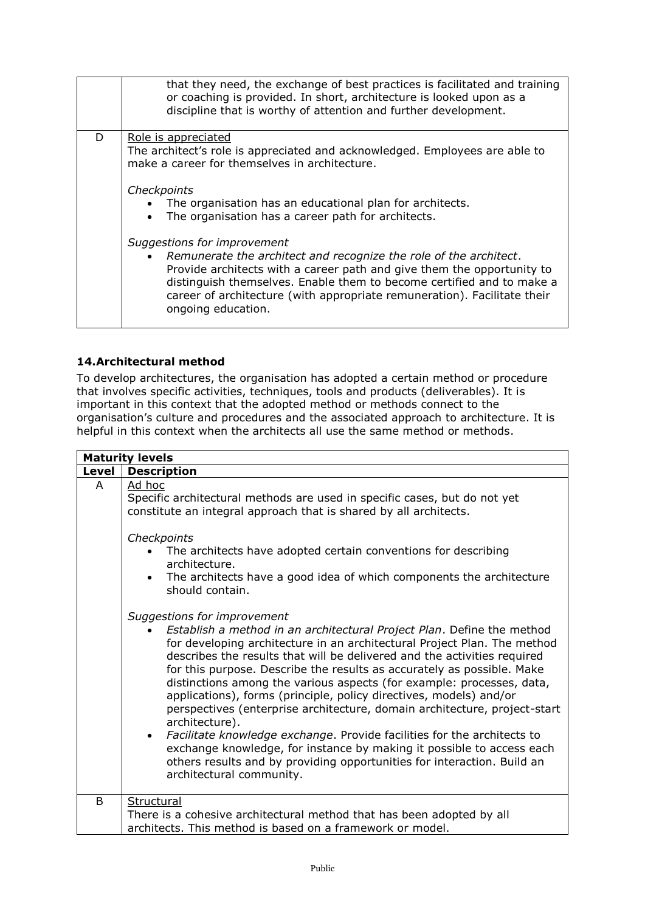| | |
|---|---|
| | that they need, the exchange of best practices is facilitated and training or coaching is provided. In short, architecture is looked upon as a discipline that is worthy of attention and further development. |
| D | Role is appreciated<br>The architect's role is appreciated and acknowledged. Employees are able to make a career for themselves in architecture.<br><br>*Checkpoints*<br>• The organisation has an educational plan for architects.<br>• The organisation has a career path for architects.<br><br>*Suggestions for improvement*<br>• *Remunerate the architect and recognize the role of the architect*. Provide architects with a career path and give them the opportunity to distinguish themselves. Enable them to become certified and to make a career of architecture (with appropriate remuneration). Facilitate their ongoing education. |

### 14. Architectural method

To develop architectures, the organisation has adopted a certain method or procedure that involves specific activities, techniques, tools and products (deliverables). It is important in this context that the adopted method or methods connect to the organisation's culture and procedures and the associated approach to architecture. It is helpful in this context when the architects all use the same method or methods.

| **Maturity levels** | |
|---|---|
| **Level** | **Description** |
| A | Ad hoc<br>Specific architectural methods are used in specific cases, but do not yet constitute an integral approach that is shared by all architects.<br><br>*Checkpoints*<br>• The architects have adopted certain conventions for describing architecture.<br>• The architects have a good idea of which components the architecture should contain.<br><br>*Suggestions for improvement*<br>• *Establish a method in an architectural Project Plan*. Define the method for developing architecture in an architectural Project Plan. The method describes the results that will be delivered and the activities required for this purpose. Describe the results as accurately as possible. Make distinctions among the various aspects (for example: processes, data, applications), forms (principle, policy directives, models) and/or perspectives (enterprise architecture, domain architecture, project-start architecture).<br>• *Facilitate knowledge exchange*. Provide facilities for the architects to exchange knowledge, for instance by making it possible to access each others results and by providing opportunities for interaction. Build an architectural community. |
| B | Structural<br>There is a cohesive architectural method that has been adopted by all architects. This method is based on a framework or model. |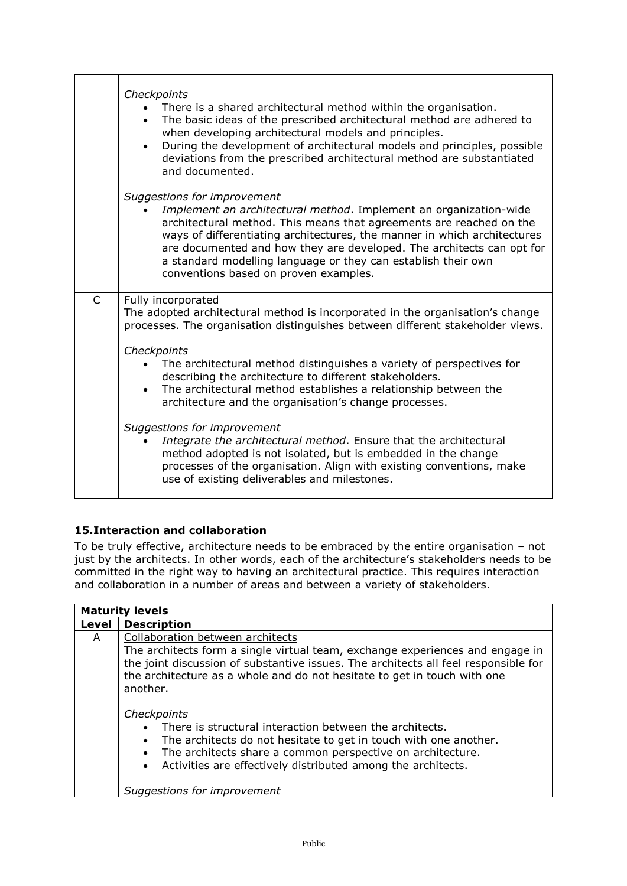| | |
|---|---|
| | *Checkpoints*<br>• There is a shared architectural method within the organisation.<br>• The basic ideas of the prescribed architectural method are adhered to when developing architectural models and principles.<br>• During the development of architectural models and principles, possible deviations from the prescribed architectural method are substantiated and documented.<br><br>*Suggestions for improvement*<br>• *Implement an architectural method*. Implement an organization-wide architectural method. This means that agreements are reached on the ways of differentiating architectures, the manner in which architectures are documented and how they are developed. The architects can opt for a standard modelling language or they can establish their own conventions based on proven examples. |
| C | Fully incorporated<br>The adopted architectural method is incorporated in the organisation's change processes. The organisation distinguishes between different stakeholder views.<br><br>*Checkpoints*<br>• The architectural method distinguishes a variety of perspectives for describing the architecture to different stakeholders.<br>• The architectural method establishes a relationship between the architecture and the organisation's change processes.<br><br>*Suggestions for improvement*<br>• *Integrate the architectural method*. Ensure that the architectural method adopted is not isolated, but is embedded in the change processes of the organisation. Align with existing conventions, make use of existing deliverables and milestones. |

### 15. Interaction and collaboration

To be truly effective, architecture needs to be embraced by the entire organisation – not just by the architects. In other words, each of the architecture's stakeholders needs to be committed in the right way to having an architectural practice. This requires interaction and collaboration in a number of areas and between a variety of stakeholders.

| **Maturity levels** | |
|---|---|
| **Level** | **Description** |
| A | Collaboration between architects<br>The architects form a single virtual team, exchange experiences and engage in the joint discussion of substantive issues. The architects all feel responsible for the architecture as a whole and do not hesitate to get in touch with one another.<br><br>*Checkpoints*<br>• There is structural interaction between the architects.<br>• The architects do not hesitate to get in touch with one another.<br>• The architects share a common perspective on architecture.<br>• Activities are effectively distributed among the architects.<br><br>*Suggestions for improvement* |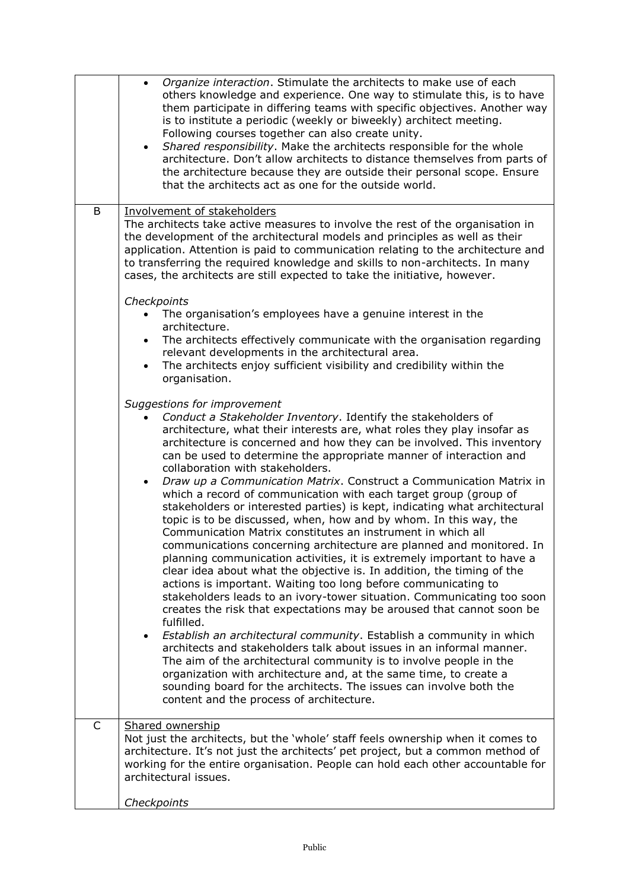| | |
|---|---|
| | • *Organize interaction*. Stimulate the architects to make use of each others knowledge and experience. One way to stimulate this, is to have them participate in differing teams with specific objectives. Another way is to institute a periodic (weekly or biweekly) architect meeting. Following courses together can also create unity.<br>• *Shared responsibility*. Make the architects responsible for the whole architecture. Don't allow architects to distance themselves from parts of the architecture because they are outside their personal scope. Ensure that the architects act as one for the outside world. |
| B | Involvement of stakeholders<br>The architects take active measures to involve the rest of the organisation in the development of the architectural models and principles as well as their application. Attention is paid to communication relating to the architecture and to transferring the required knowledge and skills to non-architects. In many cases, the architects are still expected to take the initiative, however.<br><br>*Checkpoints*<br>• The organisation's employees have a genuine interest in the architecture.<br>• The architects effectively communicate with the organisation regarding relevant developments in the architectural area.<br>• The architects enjoy sufficient visibility and credibility within the organisation.<br><br>*Suggestions for improvement*<br>• *Conduct a Stakeholder Inventory*. Identify the stakeholders of architecture, what their interests are, what roles they play insofar as architecture is concerned and how they can be involved. This inventory can be used to determine the appropriate manner of interaction and collaboration with stakeholders.<br>• *Draw up a Communication Matrix*. Construct a Communication Matrix in which a record of communication with each target group (group of stakeholders or interested parties) is kept, indicating what architectural topic is to be discussed, when, how and by whom. In this way, the Communication Matrix constitutes an instrument in which all communications concerning architecture are planned and monitored. In planning communication activities, it is extremely important to have a clear idea about what the objective is. In addition, the timing of the actions is important. Waiting too long before communicating to stakeholders leads to an ivory-tower situation. Communicating too soon creates the risk that expectations may be aroused that cannot soon be fulfilled.<br>• *Establish an architectural community*. Establish a community in which architects and stakeholders talk about issues in an informal manner. The aim of the architectural community is to involve people in the organization with architecture and, at the same time, to create a sounding board for the architects. The issues can involve both the content and the process of architecture. |
| C | Shared ownership<br>Not just the architects, but the 'whole' staff feels ownership when it comes to architecture. It's not just the architects' pet project, but a common method of working for the entire organisation. People can hold each other accountable for architectural issues.<br><br>*Checkpoints* |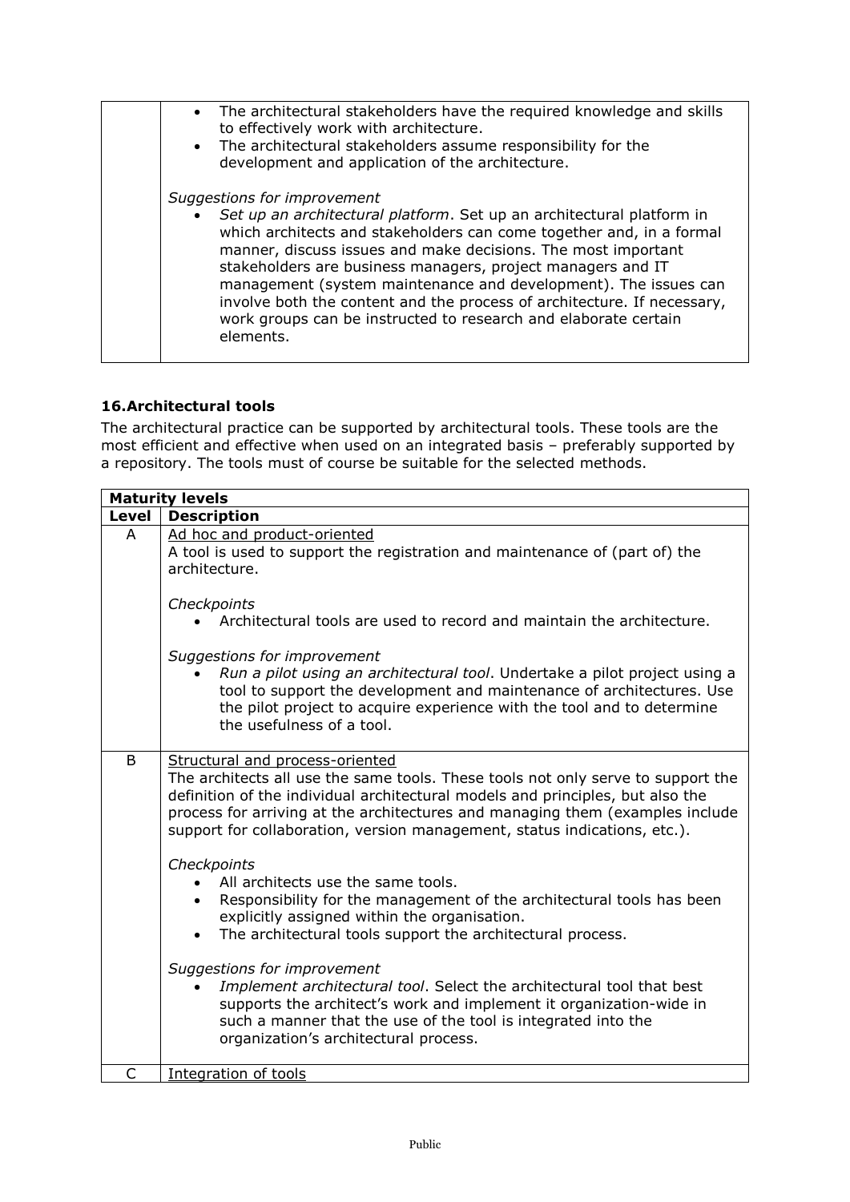| | |
|---|---|
| | • The architectural stakeholders have the required knowledge and skills to effectively work with architecture.<br>• The architectural stakeholders assume responsibility for the development and application of the architecture.<br><br>*Suggestions for improvement*<br>• *Set up an architectural platform*. Set up an architectural platform in which architects and stakeholders can come together and, in a formal manner, discuss issues and make decisions. The most important stakeholders are business managers, project managers and IT management (system maintenance and development). The issues can involve both the content and the process of architecture. If necessary, work groups can be instructed to research and elaborate certain elements. |

### 16. Architectural tools

The architectural practice can be supported by architectural tools. These tools are the most efficient and effective when used on an integrated basis – preferably supported by a repository. The tools must of course be suitable for the selected methods.

| **Maturity levels** | |
|---|---|
| **Level** | **Description** |
| A | Ad hoc and product-oriented<br>A tool is used to support the registration and maintenance of (part of) the architecture.<br><br>*Checkpoints*<br>• Architectural tools are used to record and maintain the architecture.<br><br>*Suggestions for improvement*<br>• *Run a pilot using an architectural tool*. Undertake a pilot project using a tool to support the development and maintenance of architectures. Use the pilot project to acquire experience with the tool and to determine the usefulness of a tool. |
| B | Structural and process-oriented<br>The architects all use the same tools. These tools not only serve to support the definition of the individual architectural models and principles, but also the process for arriving at the architectures and managing them (examples include support for collaboration, version management, status indications, etc.).<br><br>*Checkpoints*<br>• All architects use the same tools.<br>• Responsibility for the management of the architectural tools has been explicitly assigned within the organisation.<br>• The architectural tools support the architectural process.<br><br>*Suggestions for improvement*<br>• *Implement architectural tool*. Select the architectural tool that best supports the architect's work and implement it organization-wide in such a manner that the use of the tool is integrated into the organization's architectural process. |
| C | Integration of tools |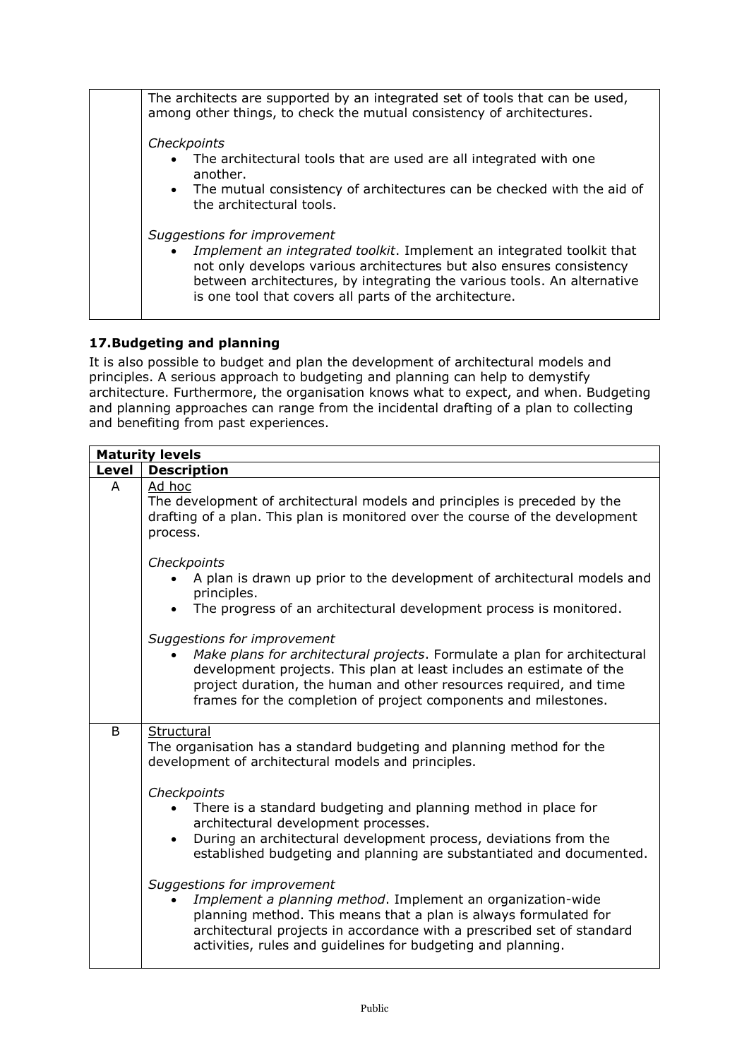| | |
|---|---|
| | The architects are supported by an integrated set of tools that can be used, among other things, to check the mutual consistency of architectures.<br><br>*Checkpoints*<br>• The architectural tools that are used are all integrated with one another.<br>• The mutual consistency of architectures can be checked with the aid of the architectural tools.<br><br>*Suggestions for improvement*<br>• *Implement an integrated toolkit*. Implement an integrated toolkit that not only develops various architectures but also ensures consistency between architectures, by integrating the various tools. An alternative is one tool that covers all parts of the architecture. |

### 17. Budgeting and planning

It is also possible to budget and plan the development of architectural models and principles. A serious approach to budgeting and planning can help to demystify architecture. Furthermore, the organisation knows what to expect, and when. Budgeting and planning approaches can range from the incidental drafting of a plan to collecting and benefiting from past experiences.

| **Maturity levels** | |
|---|---|
| **Level** | **Description** |
| A | Ad hoc<br>The development of architectural models and principles is preceded by the drafting of a plan. This plan is monitored over the course of the development process.<br><br>*Checkpoints*<br>• A plan is drawn up prior to the development of architectural models and principles.<br>• The progress of an architectural development process is monitored.<br><br>*Suggestions for improvement*<br>• *Make plans for architectural projects*. Formulate a plan for architectural development projects. This plan at least includes an estimate of the project duration, the human and other resources required, and time frames for the completion of project components and milestones. |
| B | Structural<br>The organisation has a standard budgeting and planning method for the development of architectural models and principles.<br><br>*Checkpoints*<br>• There is a standard budgeting and planning method in place for architectural development processes.<br>• During an architectural development process, deviations from the established budgeting and planning are substantiated and documented.<br><br>*Suggestions for improvement*<br>• *Implement a planning method*. Implement an organization-wide planning method. This means that a plan is always formulated for architectural projects in accordance with a prescribed set of standard activities, rules and guidelines for budgeting and planning. |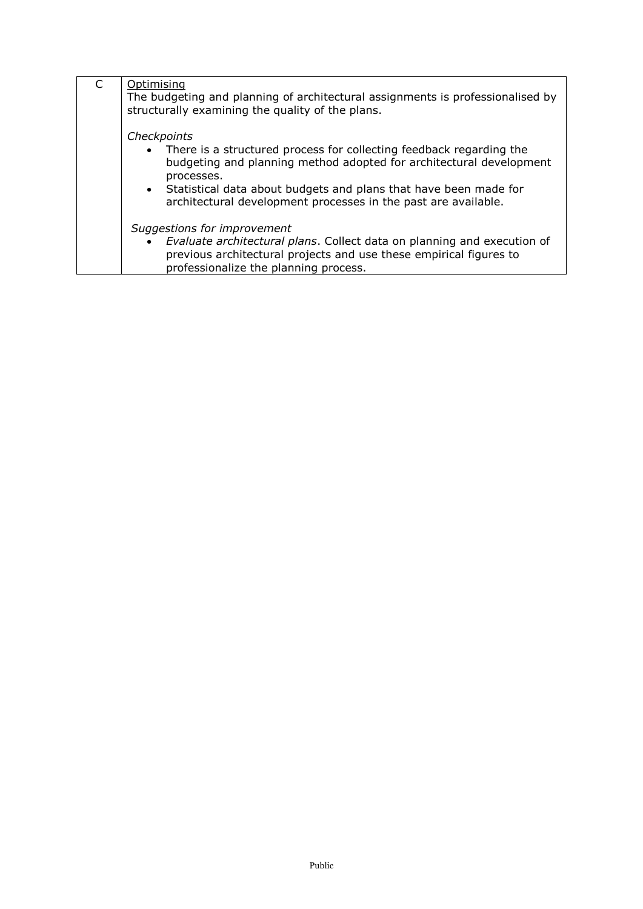| | |
|---|---|
| C | <u>Optimising</u><br>The budgeting and planning of architectural assignments is professionalised by structurally examining the quality of the plans.<br><br>*Checkpoints*<br>• There is a structured process for collecting feedback regarding the budgeting and planning method adopted for architectural development processes.<br>• Statistical data about budgets and plans that have been made for architectural development processes in the past are available.<br><br>*Suggestions for improvement*<br>• *Evaluate architectural plans*. Collect data on planning and execution of previous architectural projects and use these empirical figures to professionalize the planning process. |